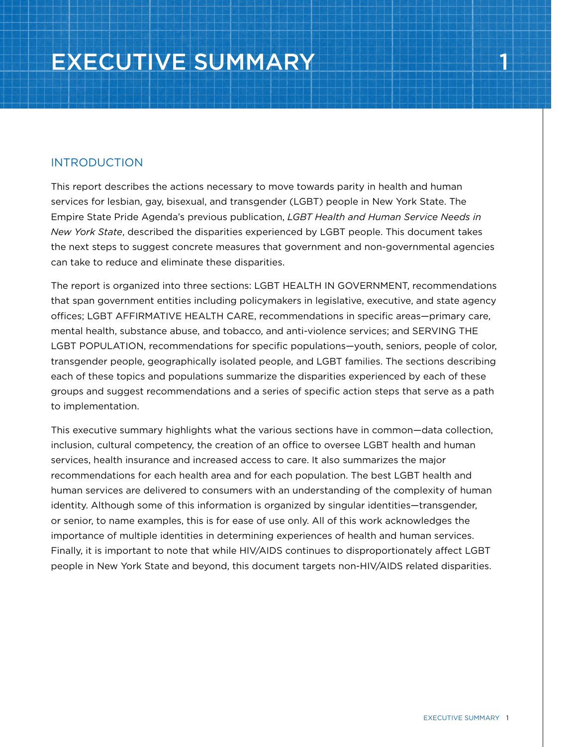# EXECUTIVE SUMMARY

## INTRODUCTION

This report describes the actions necessary to move towards parity in health and human services for lesbian, gay, bisexual, and transgender (LGBT) people in New York State. The Empire State Pride Agenda's previous publication, *LGBT Health and Human Service Needs in New York State*, described the disparities experienced by LGBT people. This document takes the next steps to suggest concrete measures that government and non-governmental agencies can take to reduce and eliminate these disparities.

The report is organized into three sections: LGBT HEALTH IN GOVERNMENT, recommendations that span government entities including policymakers in legislative, executive, and state agency offices; LGBT AFFIRMATIVE HEALTH CARE, recommendations in specific areas—primary care, mental health, substance abuse, and tobacco, and anti-violence services; and SERVING THE LGBT POPULATION, recommendations for specific populations—youth, seniors, people of color, transgender people, geographically isolated people, and LGBT families. The sections describing each of these topics and populations summarize the disparities experienced by each of these groups and suggest recommendations and a series of specific action steps that serve as a path to implementation.

This executive summary highlights what the various sections have in common—data collection, inclusion, cultural competency, the creation of an office to oversee LGBT health and human services, health insurance and increased access to care. It also summarizes the major recommendations for each health area and for each population. The best LGBT health and human services are delivered to consumers with an understanding of the complexity of human identity. Although some of this information is organized by singular identities—transgender, or senior, to name examples, this is for ease of use only. All of this work acknowledges the importance of multiple identities in determining experiences of health and human services. Finally, it is important to note that while HIV/AIDS continues to disproportionately affect LGBT people in New York State and beyond, this document targets non-HIV/AIDS related disparities.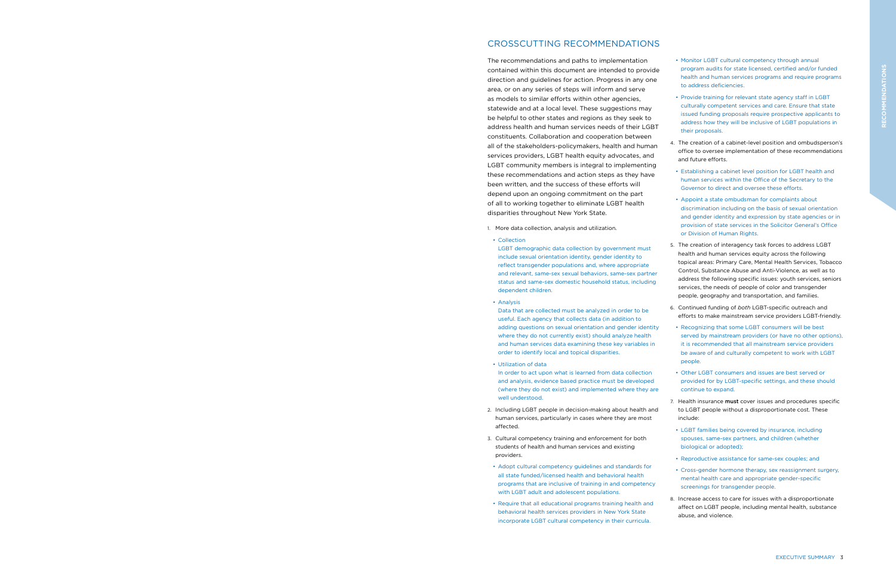## CROSSCUTTING RECOMMENDATIONS

The recommendations and paths to implementation contained within this document are intended to provide direction and guidelines for action. Progress in any one area, or on any series of steps will inform and serve as models to similar efforts within other agencies, statewide and at a local level. These suggestions may be helpful to other states and regions as they seek to address health and human services needs of their LGBT constituents. Collaboration and cooperation between all of the stakeholders-policymakers, health and human services providers, LGBT health equity advocates, and LGBT community members is integral to implementing these recommendations and action steps as they have been written, and the success of these efforts will depend upon an ongoing commitment on the part of all to working together to eliminate LGBT health disparities throughout New York State.

1. More data collection, analysis and utilization.
   - Collection
     LGBT demographic data collection by government must include sexual orientation identity, gender identity to reflect transgender populations and, where appropriate and relevant, same-sex sexual behaviors, same-sex partner status and same-sex domestic household status, including dependent children.
   - Analysis
     Data that are collected must be analyzed in order to be useful. Each agency that collects data (in addition to adding questions on sexual orientation and gender identity where they do not currently exist) should analyze health and human services data examining these key variables in order to identify local and topical disparities.
   - Utilization of data
     In order to act upon what is learned from data collection and analysis, evidence based practice must be developed (where they do not exist) and implemented where they are well understood.
2. Including LGBT people in decision-making about health and human services, particularly in cases where they are most affected.
3. Cultural competency training and enforcement for both students of health and human services and existing providers.
   - Adopt cultural competency guidelines and standards for all state funded/licensed health and behavioral health programs that are inclusive of training in and competency with LGBT adult and adolescent populations.
   - Require that all educational programs training health and behavioral health services providers in New York State incorporate LGBT cultural competency in their curricula.
   - Monitor LGBT cultural competency through annual program audits for state licensed, certified and/or funded health and human services programs and require programs to address deficiencies.
   - Provide training for relevant state agency staff in LGBT culturally competent services and care. Ensure that state issued funding proposals require prospective applicants to address how they will be inclusive of LGBT populations in their proposals.
4. The creation of a cabinet-level position and ombudsperson's office to oversee implementation of these recommendations and future efforts.
   - Establishing a cabinet level position for LGBT health and human services within the Office of the Secretary to the Governor to direct and oversee these efforts.
   - Appoint a state ombudsman for complaints about discrimination including on the basis of sexual orientation and gender identity and expression by state agencies or in provision of state services in the Solicitor General's Office or Division of Human Rights.
5. The creation of interagency task forces to address LGBT health and human services equity across the following topical areas: Primary Care, Mental Health Services, Tobacco Control, Substance Abuse and Anti-Violence, as well as to address the following specific issues: youth services, seniors services, the needs of people of color and transgender people, geography and transportation, and families.
6. Continued funding of *both* LGBT-specific outreach and efforts to make mainstream service providers LGBT-friendly.
   - Recognizing that some LGBT consumers will be best served by mainstream providers (or have no other options), it is recommended that all mainstream service providers be aware of and culturally competent to work with LGBT people.
   - Other LGBT consumers and issues are best served or provided for by LGBT-specific settings, and these should continue to expand.
7. Health insurance **must** cover issues and procedures specific to LGBT people without a disproportionate cost. These include:
   - LGBT families being covered by insurance, including spouses, same-sex partners, and children (whether biological or adopted);
   - Reproductive assistance for same-sex couples; and
   - Cross-gender hormone therapy, sex reassignment surgery, mental health care and appropriate gender-specific screenings for transgender people.
8. Increase access to care for issues with a disproportionate affect on LGBT people, including mental health, substance abuse, and violence.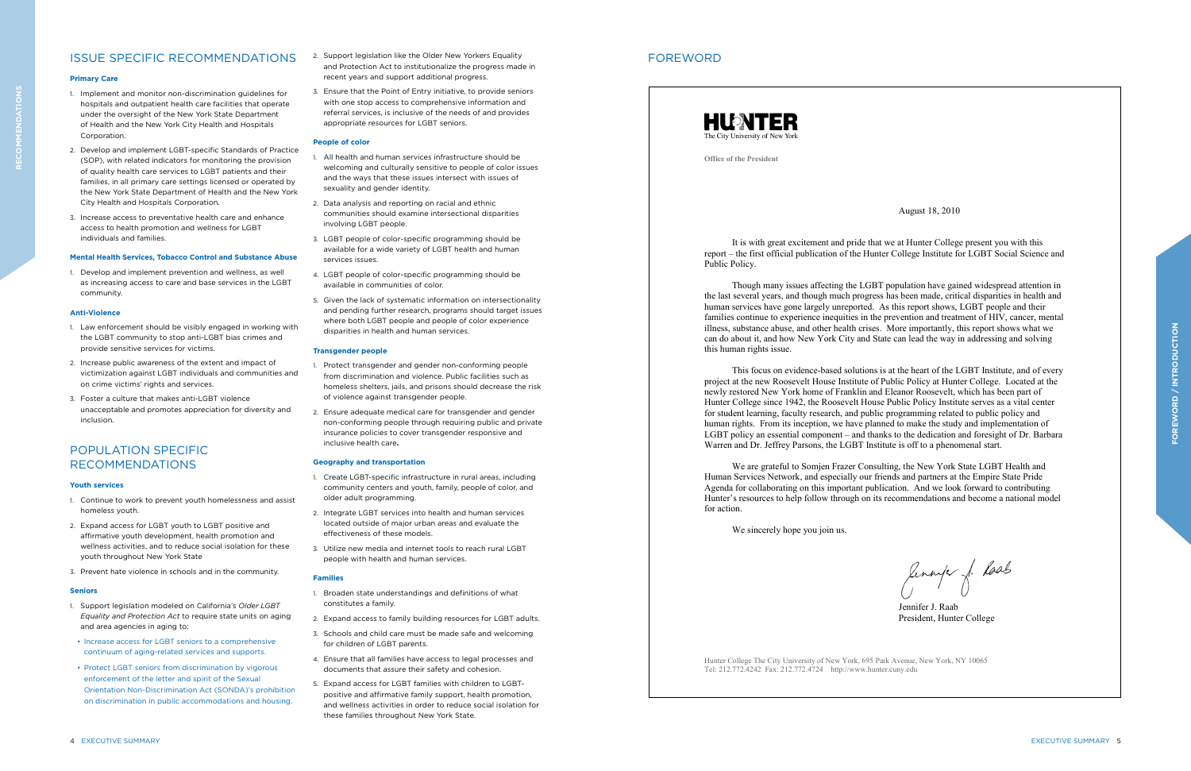## ISSUE SPECIFIC RECOMMENDATIONS

### Primary Care

1. Implement and monitor non-discrimination guidelines for hospitals and outpatient health care facilities that operate under the oversight of the New York State Department of Health and the New York City Health and Hospitals Corporation.
2. Develop and implement LGBT-specific Standards of Practice (SOP), with related indicators for monitoring the provision of quality health care services to LGBT patients and their families, in all primary care settings licensed or operated by the New York State Department of Health and the New York City Health and Hospitals Corporation.
3. Increase access to preventative health care and enhance access to health promotion and wellness for LGBT individuals and families.

### Mental Health Services, Tobacco Control and Substance Abuse

1. Develop and implement prevention and wellness, as well as increasing access to care and base services in the LGBT community.

### Anti-Violence

1. Law enforcement should be visibly engaged in working with the LGBT community to stop anti-LGBT bias crimes and provide sensitive services for victims.
2. Increase public awareness of the extent and impact of victimization against LGBT individuals and communities and on crime victims' rights and services.
3. Foster a culture that makes anti-LGBT violence unacceptable and promotes appreciation for diversity and inclusion.

## POPULATION SPECIFIC RECOMMENDATIONS

### Youth services

1. Continue to work to prevent youth homelessness and assist homeless youth.
2. Expand access for LGBT youth to LGBT positive and affirmative youth development, health promotion and wellness activities, and to reduce social isolation for these youth throughout New York State
3. Prevent hate violence in schools and in the community.

### Seniors

1. Support legislation modeled on California's *Older LGBT Equality and Protection Act* to require state units on aging and area agencies in aging to:
   - Increase access for LGBT seniors to a comprehensive continuum of aging-related services and supports.
   - Protect LGBT seniors from discrimination by vigorous enforcement of the letter and spirit of the Sexual Orientation Non-Discrimination Act (SONDA)'s prohibition on discrimination in public accommodations and housing.
2. Support legislation like the Older New Yorkers Equality and Protection Act to institutionalize the progress made in recent years and support additional progress.
3. Ensure that the Point of Entry initiative, to provide seniors with one stop access to comprehensive information and referral services, is inclusive of the needs of and provides appropriate resources for LGBT seniors.

### People of color

1. All health and human services infrastructure should be welcoming and culturally sensitive to people of color issues and the ways that these issues intersect with issues of sexuality and gender identity.
2. Data analysis and reporting on racial and ethnic communities should examine intersectional disparities involving LGBT people.
3. LGBT people of color-specific programming should be available for a wide variety of LGBT health and human services issues.
4. LGBT people of color-specific programming should be available in communities of color.
5. Given the lack of systematic information on intersectionality and pending further research, programs should target issues where both LGBT people and people of color experience disparities in health and human services.

### Transgender people

1. Protect transgender and gender non-conforming people from discrimination and violence. Public facilities such as homeless shelters, jails, and prisons should decrease the risk of violence against transgender people.
2. Ensure adequate medical care for transgender and gender non-conforming people through requiring public and private insurance policies to cover transgender responsive and inclusive health care**.**

### Geography and transportation

1. Create LGBT-specific infrastructure in rural areas, including community centers and youth, family, people of color, and older adult programming.
2. Integrate LGBT services into health and human services located outside of major urban areas and evaluate the effectiveness of these models.
3. Utilize new media and internet tools to reach rural LGBT people with health and human services.

### Families

1. Broaden state understandings and definitions of what constitutes a family.
2. Expand access to family building resources for LGBT adults.
3. Schools and child care must be made safe and welcoming for children of LGBT parents.
4. Ensure that all families have access to legal processes and documents that assure their safety and cohesion.
5. Expand access for LGBT families with children to LGBT-positive and affirmative family support, health promotion, and wellness activities in order to reduce social isolation for these families throughout New York State.

## FOREWORD

**HUNTER**
The City University of New York

**Office of the President**

August 18, 2010

It is with great excitement and pride that we at Hunter College present you with this report – the first official publication of the Hunter College Institute for LGBT Social Science and Public Policy.

Though many issues affecting the LGBT population have gained widespread attention in the last several years, and though much progress has been made, critical disparities in health and human services have gone largely unreported. As this report shows, LGBT people and their families continue to experience inequities in the prevention and treatment of HIV, cancer, mental illness, substance abuse, and other health crises. More importantly, this report shows what we can do about it, and how New York City and State can lead the way in addressing and solving this human rights issue.

This focus on evidence-based solutions is at the heart of the LGBT Institute, and of every project at the new Roosevelt House Institute of Public Policy at Hunter College. Located at the newly restored New York home of Franklin and Eleanor Roosevelt, which has been part of Hunter College since 1942, the Roosevelt House Public Policy Institute serves as a vital center for student learning, faculty research, and public programming related to public policy and human rights. From its inception, we have planned to make the study and implementation of LGBT policy an essential component – and thanks to the dedication and foresight of Dr. Barbara Warren and Dr. Jeffrey Parsons, the LGBT Institute is off to a phenomenal start.

We are grateful to Somjen Frazer Consulting, the New York State LGBT Health and Human Services Network, and especially our friends and partners at the Empire State Pride Agenda for collaborating on this important publication. And we look forward to contributing Hunter's resources to help follow through on its recommendations and become a national model for action.

We sincerely hope you join us.

Jennifer J. Raab
President, Hunter College

Hunter College The City University of New York, 695 Park Avenue, New York, NY 10065
Tel: 212.772.4242 Fax: 212.772.4724 http://www.hunter.cuny.edu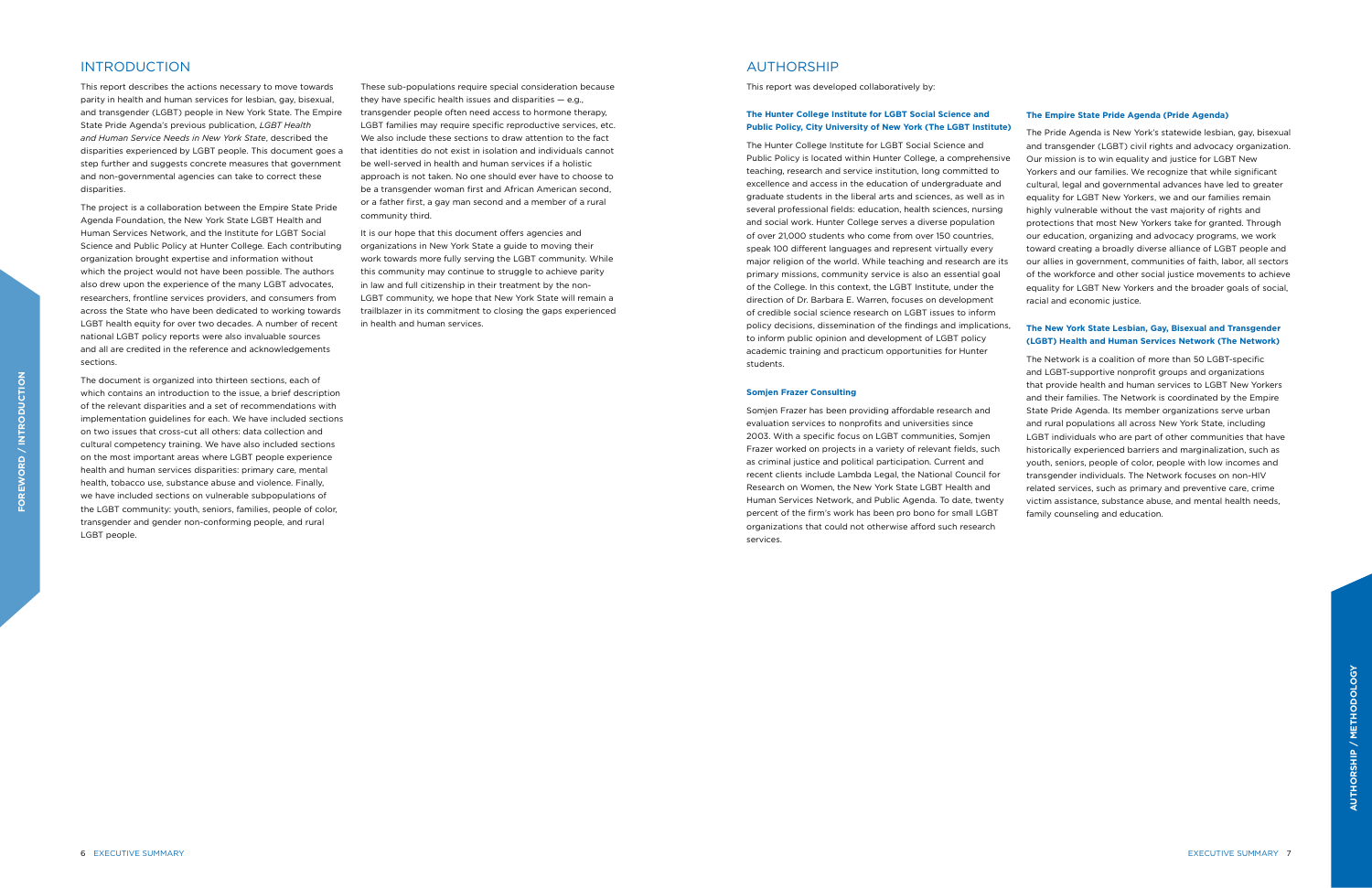## INTRODUCTION

This report describes the actions necessary to move towards parity in health and human services for lesbian, gay, bisexual, and transgender (LGBT) people in New York State. The Empire State Pride Agenda's previous publication, *LGBT Health and Human Service Needs in New York State*, described the disparities experienced by LGBT people. This document goes a step further and suggests concrete measures that government and non-governmental agencies can take to correct these disparities.

The project is a collaboration between the Empire State Pride Agenda Foundation, the New York State LGBT Health and Human Services Network, and the Institute for LGBT Social Science and Public Policy at Hunter College. Each contributing organization brought expertise and information without which the project would not have been possible. The authors also drew upon the experience of the many LGBT advocates, researchers, frontline services providers, and consumers from across the State who have been dedicated to working towards LGBT health equity for over two decades. A number of recent national LGBT policy reports were also invaluable sources and all are credited in the reference and acknowledgements sections.

The document is organized into thirteen sections, each of which contains an introduction to the issue, a brief description of the relevant disparities and a set of recommendations with implementation guidelines for each. We have included sections on two issues that cross-cut all others: data collection and cultural competency training. We have also included sections on the most important areas where LGBT people experience health and human services disparities: primary care, mental health, tobacco use, substance abuse and violence. Finally, we have included sections on vulnerable subpopulations of the LGBT community: youth, seniors, families, people of color, transgender and gender non-conforming people, and rural LGBT people.

These sub-populations require special consideration because they have specific health issues and disparities — e.g., transgender people often need access to hormone therapy, LGBT families may require specific reproductive services, etc. We also include these sections to draw attention to the fact that identities do not exist in isolation and individuals cannot be well-served in health and human services if a holistic approach is not taken. No one should ever have to choose to be a transgender woman first and African American second, or a father first, a gay man second and a member of a rural community third.

It is our hope that this document offers agencies and organizations in New York State a guide to moving their work towards more fully serving the LGBT community. While this community may continue to struggle to achieve parity in law and full citizenship in their treatment by the non-LGBT community, we hope that New York State will remain a trailblazer in its commitment to closing the gaps experienced in health and human services.

## AUTHORSHIP

This report was developed collaboratively by:

**The Hunter College Institute for LGBT Social Science and Public Policy, City University of New York (The LGBT Institute)**

The Hunter College Institute for LGBT Social Science and Public Policy is located within Hunter College, a comprehensive teaching, research and service institution, long committed to excellence and access in the education of undergraduate and graduate students in the liberal arts and sciences, as well as in several professional fields: education, health sciences, nursing and social work. Hunter College serves a diverse population of over 21,000 students who come from over 150 countries, speak 100 different languages and represent virtually every major religion of the world. While teaching and research are its primary missions, community service is also an essential goal of the College. In this context, the LGBT Institute, under the direction of Dr. Barbara E. Warren, focuses on development of credible social science research on LGBT issues to inform policy decisions, dissemination of the findings and implications, to inform public opinion and development of LGBT policy academic training and practicum opportunities for Hunter students.

**Somjen Frazer Consulting**

Somjen Frazer has been providing affordable research and evaluation services to nonprofits and universities since 2003. With a specific focus on LGBT communities, Somjen Frazer worked on projects in a variety of relevant fields, such as criminal justice and political participation. Current and recent clients include Lambda Legal, the National Council for Research on Women, the New York State LGBT Health and Human Services Network, and Public Agenda. To date, twenty percent of the firm's work has been pro bono for small LGBT organizations that could not otherwise afford such research services.

**The Empire State Pride Agenda (Pride Agenda)**

The Pride Agenda is New York's statewide lesbian, gay, bisexual and transgender (LGBT) civil rights and advocacy organization. Our mission is to win equality and justice for LGBT New Yorkers and our families. We recognize that while significant cultural, legal and governmental advances have led to greater equality for LGBT New Yorkers, we and our families remain highly vulnerable without the vast majority of rights and protections that most New Yorkers take for granted. Through our education, organizing and advocacy programs, we work toward creating a broadly diverse alliance of LGBT people and our allies in government, communities of faith, labor, all sectors of the workforce and other social justice movements to achieve equality for LGBT New Yorkers and the broader goals of social, racial and economic justice.

**The New York State Lesbian, Gay, Bisexual and Transgender (LGBT) Health and Human Services Network (The Network)**

The Network is a coalition of more than 50 LGBT-specific and LGBT-supportive nonprofit groups and organizations that provide health and human services to LGBT New Yorkers and their families. The Network is coordinated by the Empire State Pride Agenda. Its member organizations serve urban and rural populations all across New York State, including LGBT individuals who are part of other communities that have historically experienced barriers and marginalization, such as youth, seniors, people of color, people with low incomes and transgender individuals. The Network focuses on non-HIV related services, such as primary and preventive care, crime victim assistance, substance abuse, and mental health needs, family counseling and education.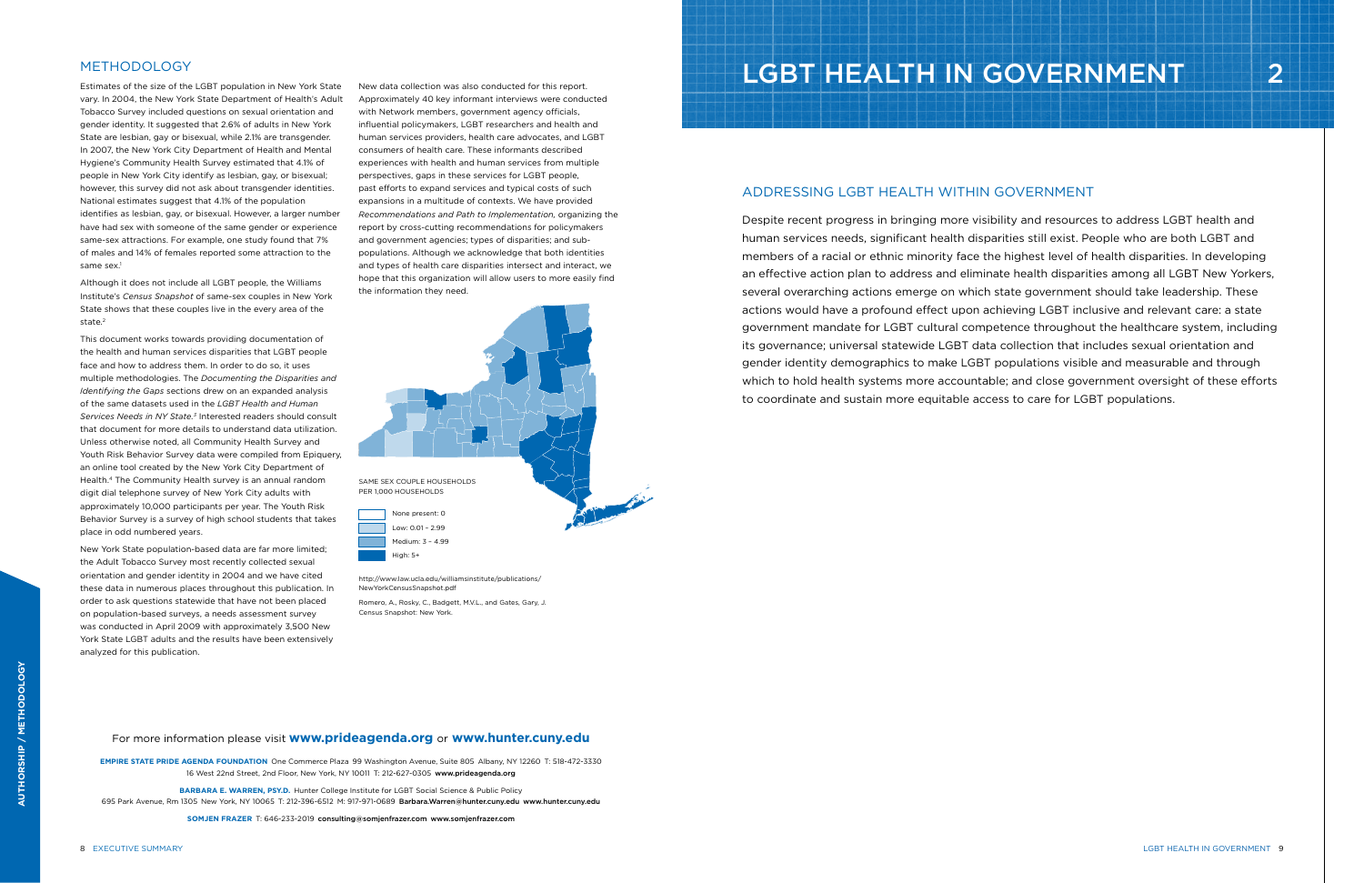## METHODOLOGY

Estimates of the size of the LGBT population in New York State vary. In 2004, the New York State Department of Health's Adult Tobacco Survey included questions on sexual orientation and gender identity. It suggested that 2.6% of adults in New York State are lesbian, gay or bisexual, while 2.1% are transgender. In 2007, the New York City Department of Health and Mental Hygiene's Community Health Survey estimated that 4.1% of people in New York City identify as lesbian, gay, or bisexual; however, this survey did not ask about transgender identities. National estimates suggest that 4.1% of the population identifies as lesbian, gay, or bisexual. However, a larger number have had sex with someone of the same gender or experience same-sex attractions. For example, one study found that 7% of males and 14% of females reported some attraction to the same sex.[1]

Although it does not include all LGBT people, the Williams Institute's *Census Snapshot* of same-sex couples in New York State shows that these couples live in the every area of the state.[2]

This document works towards providing documentation of the health and human services disparities that LGBT people face and how to address them. In order to do so, it uses multiple methodologies. The *Documenting the Disparities and Identifying the Gaps* sections drew on an expanded analysis of the same datasets used in the *LGBT Health and Human Services Needs in NY State*.[3] Interested readers should consult that document for more details to understand data utilization. Unless otherwise noted, all Community Health Survey and Youth Risk Behavior Survey data were compiled from Epiquery, an online tool created by the New York City Department of Health.[4] The Community Health survey is an annual random digit dial telephone survey of New York City adults with approximately 10,000 participants per year. The Youth Risk Behavior Survey is a survey of high school students that takes place in odd numbered years.

New York State population-based data are far more limited; the Adult Tobacco Survey most recently collected sexual orientation and gender identity in 2004 and we have cited these data in numerous places throughout this publication. In order to ask questions statewide that have not been placed on population-based surveys, a needs assessment survey was conducted in April 2009 with approximately 3,500 New York State LGBT adults and the results have been extensively analyzed for this publication.

New data collection was also conducted for this report. Approximately 40 key informant interviews were conducted with Network members, government agency officials, influential policymakers, LGBT researchers and health and human services providers, health care advocates, and LGBT consumers of health care. These informants described experiences with health and human services from multiple perspectives, gaps in these services for LGBT people, past efforts to expand services and typical costs of such expansions in a multitude of contexts. We have provided *Recommendations and Path to Implementation*, organizing the report by cross-cutting recommendations for policymakers and government agencies; types of disparities; and sub-populations. Although we acknowledge that both identities and types of health care disparities intersect and interact, we hope that this organization will allow users to more easily find the information they need.

SAME SEX COUPLE HOUSEHOLDS PER 1,000 HOUSEHOLDS

- None present: 0
- Low: 0.01 – 2.99
- Medium: 3 – 4.99
- High: 5+

http://www.law.ucla.edu/williamsinstitute/publications/NewYorkCensusSnapshot.pdf

Romero, A., Rosky, C., Badgett, M.V.L., and Gates, Gary, J. Census Snapshot: New York.

For more information please visit **www.prideagenda.org** or **www.hunter.cuny.edu**

**EMPIRE STATE PRIDE AGENDA FOUNDATION** One Commerce Plaza 99 Washington Avenue, Suite 805 Albany, NY 12260 T: 518-472-3330
16 West 22nd Street, 2nd Floor, New York, NY 10011 T: 212-627-0305 **www.prideagenda.org**

**BARBARA E. WARREN, PSY.D.** Hunter College Institute for LGBT Social Science & Public Policy
695 Park Avenue, Rm 1305 New York, NY 10065 T: 212-396-6512 M: 917-971-0689 **Barbara.Warren@hunter.cuny.edu www.hunter.cuny.edu**

**SOMJEN FRAZER** T: 646-233-2019 **consulting@somjenfrazer.com www.somjenfrazer.com**

# LGBT HEALTH IN GOVERNMENT 2

## ADDRESSING LGBT HEALTH WITHIN GOVERNMENT

Despite recent progress in bringing more visibility and resources to address LGBT health and human services needs, significant health disparities still exist. People who are both LGBT and members of a racial or ethnic minority face the highest level of health disparities. In developing an effective action plan to address and eliminate health disparities among all LGBT New Yorkers, several overarching actions emerge on which state government should take leadership. These actions would have a profound effect upon achieving LGBT inclusive and relevant care: a state government mandate for LGBT cultural competence throughout the healthcare system, including its governance; universal statewide LGBT data collection that includes sexual orientation and gender identity demographics to make LGBT populations visible and measurable and through which to hold health systems more accountable; and close government oversight of these efforts to coordinate and sustain more equitable access to care for LGBT populations.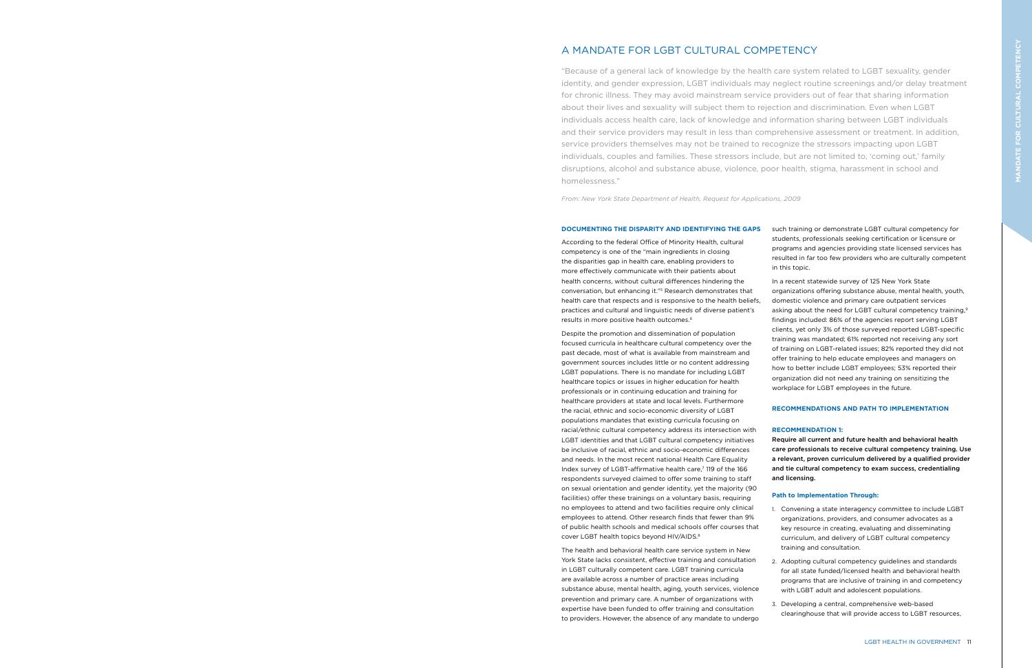## A MANDATE FOR LGBT CULTURAL COMPETENCY

"Because of a general lack of knowledge by the health care system related to LGBT sexuality, gender identity, and gender expression, LGBT individuals may neglect routine screenings and/or delay treatment for chronic illness. They may avoid mainstream service providers out of fear that sharing information about their lives and sexuality will subject them to rejection and discrimination. Even when LGBT individuals access health care, lack of knowledge and information sharing between LGBT individuals and their service providers may result in less than comprehensive assessment or treatment. In addition, service providers themselves may not be trained to recognize the stressors impacting upon LGBT individuals, couples and families. These stressors include, but are not limited to, 'coming out,' family disruptions, alcohol and substance abuse, violence, poor health, stigma, harassment in school and homelessness."

*From: New York State Department of Health, Request for Applications, 2009*

### DOCUMENTING THE DISPARITY AND IDENTIFYING THE GAPS

According to the federal Office of Minority Health, cultural competency is one of the "main ingredients in closing the disparities gap in health care, enabling providers to more effectively communicate with their patients about health concerns, without cultural differences hindering the conversation, but enhancing it."[5] Research demonstrates that health care that respects and is responsive to the health beliefs, practices and cultural and linguistic needs of diverse patient's results in more positive health outcomes.[6]

Despite the promotion and dissemination of population focused curricula in healthcare cultural competency over the past decade, most of what is available from mainstream and government sources includes little or no content addressing LGBT populations. There is no mandate for including LGBT healthcare topics or issues in higher education for health professionals or in continuing education and training for healthcare providers at state and local levels. Furthermore the racial, ethnic and socio-economic diversity of LGBT populations mandates that existing curricula focusing on racial/ethnic cultural competency address its intersection with LGBT identities and that LGBT cultural competency initiatives be inclusive of racial, ethnic and socio-economic differences and needs. In the most recent national Health Care Equality Index survey of LGBT-affirmative health care,[7] 119 of the 166 respondents surveyed claimed to offer some training to staff on sexual orientation and gender identity, yet the majority (90 facilities) offer these trainings on a voluntary basis, requiring no employees to attend and two facilities require only clinical employees to attend. Other research finds that fewer than 9% of public health schools and medical schools offer courses that cover LGBT health topics beyond HIV/AIDS.[8]

The health and behavioral health care service system in New York State lacks consistent, effective training and consultation in LGBT culturally competent care. LGBT training curricula are available across a number of practice areas including substance abuse, mental health, aging, youth services, violence prevention and primary care. A number of organizations with expertise have been funded to offer training and consultation to providers. However, the absence of any mandate to undergo such training or demonstrate LGBT cultural competency for students, professionals seeking certification or licensure or programs and agencies providing state licensed services has resulted in far too few providers who are culturally competent in this topic.

In a recent statewide survey of 125 New York State organizations offering substance abuse, mental health, youth, domestic violence and primary care outpatient services asking about the need for LGBT cultural competency training,[9] findings included: 86% of the agencies report serving LGBT clients, yet only 3% of those surveyed reported LGBT-specific training was mandated; 61% reported not receiving any sort of training on LGBT-related issues; 82% reported they did not offer training to help educate employees and managers on how to better include LGBT employees; 53% reported their organization did not need any training on sensitizing the workplace for LGBT employees in the future.

### RECOMMENDATIONS AND PATH TO IMPLEMENTATION

#### RECOMMENDATION 1:

**Require all current and future health and behavioral health care professionals to receive cultural competency training. Use a relevant, proven curriculum delivered by a qualified provider and tie cultural competency to exam success, credentialing and licensing.**

#### Path to Implementation Through:

1. Convening a state interagency committee to include LGBT organizations, providers, and consumer advocates as a key resource in creating, evaluating and disseminating curriculum, and delivery of LGBT cultural competency training and consultation.
2. Adopting cultural competency guidelines and standards for all state funded/licensed health and behavioral health programs that are inclusive of training in and competency with LGBT adult and adolescent populations.
3. Developing a central, comprehensive web-based clearinghouse that will provide access to LGBT resources,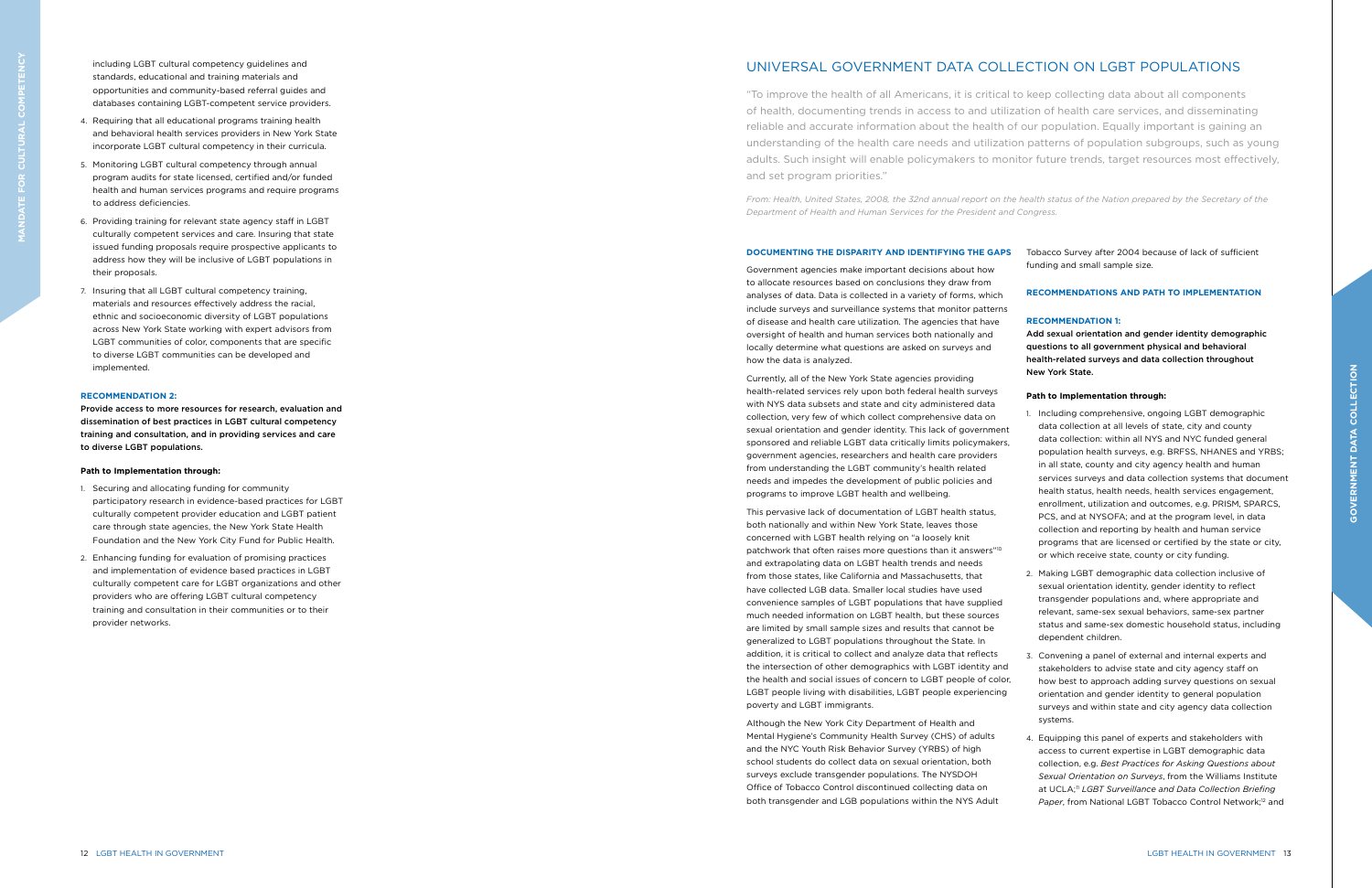including LGBT cultural competency guidelines and standards, educational and training materials and opportunities and community-based referral guides and databases containing LGBT-competent service providers.

4. Requiring that all educational programs training health and behavioral health services providers in New York State incorporate LGBT cultural competency in their curricula.
5. Monitoring LGBT cultural competency through annual program audits for state licensed, certified and/or funded health and human services programs and require programs to address deficiencies.
6. Providing training for relevant state agency staff in LGBT culturally competent services and care. Insuring that state issued funding proposals require prospective applicants to address how they will be inclusive of LGBT populations in their proposals.
7. Insuring that all LGBT cultural competency training, materials and resources effectively address the racial, ethnic and socioeconomic diversity of LGBT populations across New York State working with expert advisors from LGBT communities of color, components that are specific to diverse LGBT communities can be developed and implemented.

#### RECOMMENDATION 2:

**Provide access to more resources for research, evaluation and dissemination of best practices in LGBT cultural competency training and consultation, and in providing services and care to diverse LGBT populations.**

**Path to Implementation through:**

1. Securing and allocating funding for community participatory research in evidence-based practices for LGBT culturally competent provider education and LGBT patient care through state agencies, the New York State Health Foundation and the New York City Fund for Public Health.
2. Enhancing funding for evaluation of promising practices and implementation of evidence based practices in LGBT culturally competent care for LGBT organizations and other providers who are offering LGBT cultural competency training and consultation in their communities or to their provider networks.

## UNIVERSAL GOVERNMENT DATA COLLECTION ON LGBT POPULATIONS

"To improve the health of all Americans, it is critical to keep collecting data about all components of health, documenting trends in access to and utilization of health care services, and disseminating reliable and accurate information about the health of our population. Equally important is gaining an understanding of the health care needs and utilization patterns of population subgroups, such as young adults. Such insight will enable policymakers to monitor future trends, target resources most effectively, and set program priorities."

*From: Health, United States, 2008, the 32nd annual report on the health status of the Nation prepared by the Secretary of the Department of Health and Human Services for the President and Congress.*

#### DOCUMENTING THE DISPARITY AND IDENTIFYING THE GAPS

Government agencies make important decisions about how to allocate resources based on conclusions they draw from analyses of data. Data is collected in a variety of forms, which include surveys and surveillance systems that monitor patterns of disease and health care utilization. The agencies that have oversight of health and human services both nationally and locally determine what questions are asked on surveys and how the data is analyzed.

Currently, all of the New York State agencies providing health-related services rely upon both federal health surveys with NYS data subsets and state and city administered data collection, very few of which collect comprehensive data on sexual orientation and gender identity. This lack of government sponsored and reliable LGBT data critically limits policymakers, government agencies, researchers and health care providers from understanding the LGBT community's health related needs and impedes the development of public policies and programs to improve LGBT health and wellbeing.

This pervasive lack of documentation of LGBT health status, both nationally and within New York State, leaves those concerned with LGBT health relying on "a loosely knit patchwork that often raises more questions than it answers"[10] and extrapolating data on LGBT health trends and needs from those states, like California and Massachusetts, that have collected LGB data. Smaller local studies have used convenience samples of LGBT populations that have supplied much needed information on LGBT health, but these sources are limited by small sample sizes and results that cannot be generalized to LGBT populations throughout the State. In addition, it is critical to collect and analyze data that reflects the intersection of other demographics with LGBT identity and the health and social issues of concern to LGBT people of color, LGBT people living with disabilities, LGBT people experiencing poverty and LGBT immigrants.

Although the New York City Department of Health and Mental Hygiene's Community Health Survey (CHS) of adults and the NYC Youth Risk Behavior Survey (YRBS) of high school students do collect data on sexual orientation, both surveys exclude transgender populations. The NYSDOH Office of Tobacco Control discontinued collecting data on both transgender and LGB populations within the NYS Adult Tobacco Survey after 2004 because of lack of sufficient funding and small sample size.

#### RECOMMENDATIONS AND PATH TO IMPLEMENTATION

#### RECOMMENDATION 1:

**Add sexual orientation and gender identity demographic questions to all government physical and behavioral health-related surveys and data collection throughout New York State.**

**Path to Implementation through:**

1. Including comprehensive, ongoing LGBT demographic data collection at all levels of state, city and county data collection: within all NYS and NYC funded general population health surveys, e.g. BRFSS, NHANES and YRBS; in all state, county and city agency health and human services surveys and data collection systems that document health status, health needs, health services engagement, enrollment, utilization and outcomes, e.g. PRISM, SPARCS, PCS, and at NYSOFA; and at the program level, in data collection and reporting by health and human service programs that are licensed or certified by the state or city, or which receive state, county or city funding.
2. Making LGBT demographic data collection inclusive of sexual orientation identity, gender identity to reflect transgender populations and, where appropriate and relevant, same-sex sexual behaviors, same-sex partner status and same-sex domestic household status, including dependent children.
3. Convening a panel of external and internal experts and stakeholders to advise state and city agency staff on how best to approach adding survey questions on sexual orientation and gender identity to general population surveys and within state and city agency data collection systems.
4. Equipping this panel of experts and stakeholders with access to current expertise in LGBT demographic data collection, e.g. *Best Practices for Asking Questions about Sexual Orientation on Surveys*, from the Williams Institute at UCLA;[11] *LGBT Surveillance and Data Collection Briefing Paper*, from National LGBT Tobacco Control Network;[12] and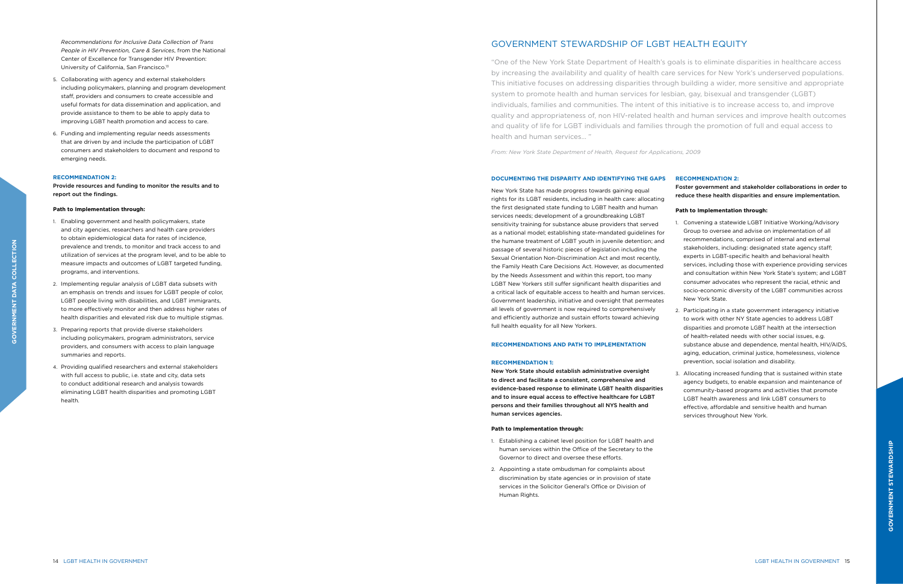*Recommendations for Inclusive Data Collection of Trans People in HIV Prevention, Care & Services*, from the National Center of Excellence for Transgender HIV Prevention: University of California, San Francisco.[13]

5. Collaborating with agency and external stakeholders including policymakers, planning and program development staff, providers and consumers to create accessible and useful formats for data dissemination and application, and provide assistance to them to be able to apply data to improving LGBT health promotion and access to care.
6. Funding and implementing regular needs assessments that are driven by and include the participation of LGBT consumers and stakeholders to document and respond to emerging needs.

#### RECOMMENDATION 2:

**Provide resources and funding to monitor the results and to report out the findings.**

**Path to Implementation through:**

1. Enabling government and health policymakers, state and city agencies, researchers and health care providers to obtain epidemiological data for rates of incidence, prevalence and trends, to monitor and track access to and utilization of services at the program level, and to be able to measure impacts and outcomes of LGBT targeted funding, programs, and interventions.
2. Implementing regular analysis of LGBT data subsets with an emphasis on trends and issues for LGBT people of color, LGBT people living with disabilities, and LGBT immigrants, to more effectively monitor and then address higher rates of health disparities and elevated risk due to multiple stigmas.
3. Preparing reports that provide diverse stakeholders including policymakers, program administrators, service providers, and consumers with access to plain language summaries and reports.
4. Providing qualified researchers and external stakeholders with full access to public, i.e. state and city, data sets to conduct additional research and analysis towards eliminating LGBT health disparities and promoting LGBT health.

## GOVERNMENT STEWARDSHIP OF LGBT HEALTH EQUITY

"One of the New York State Department of Health's goals is to eliminate disparities in healthcare access by increasing the availability and quality of health care services for New York's underserved populations. This initiative focuses on addressing disparities through building a wider, more sensitive and appropriate system to promote health and human services for lesbian, gay, bisexual and transgender (LGBT) individuals, families and communities. The intent of this initiative is to increase access to, and improve quality and appropriateness of, non HIV-related health and human services and improve health outcomes and quality of life for LGBT individuals and families through the promotion of full and equal access to health and human services... "

*From: New York State Department of Health, Request for Applications, 2009*

### DOCUMENTING THE DISPARITY AND IDENTIFYING THE GAPS

New York State has made progress towards gaining equal rights for its LGBT residents, including in health care: allocating the first designated state funding to LGBT health and human services needs; development of a groundbreaking LGBT sensitivity training for substance abuse providers that served as a national model; establishing state-mandated guidelines for the humane treatment of LGBT youth in juvenile detention; and passage of several historic pieces of legislation including the Sexual Orientation Non-Discrimination Act and most recently, the Family Heath Care Decisions Act. However, as documented by the Needs Assessment and within this report, too many LGBT New Yorkers still suffer significant health disparities and a critical lack of equitable access to health and human services. Government leadership, initiative and oversight that permeates all levels of government is now required to comprehensively and efficiently authorize and sustain efforts toward achieving full health equality for all New Yorkers.

### RECOMMENDATIONS AND PATH TO IMPLEMENTATION

#### RECOMMENDATION 1:

**New York State should establish administrative oversight to direct and facilitate a consistent, comprehensive and evidence-based response to eliminate LGBT health disparities and to insure equal access to effective healthcare for LGBT persons and their families throughout all NYS health and human services agencies.**

**Path to Implementation through:**

1. Establishing a cabinet level position for LGBT health and human services within the Office of the Secretary to the Governor to direct and oversee these efforts.
2. Appointing a state ombudsman for complaints about discrimination by state agencies or in provision of state services in the Solicitor General's Office or Division of Human Rights.

#### RECOMMENDATION 2:

**Foster government and stakeholder collaborations in order to reduce these health disparities and ensure implementation.**

**Path to Implementation through:**

1. Convening a statewide LGBT Initiative Working/Advisory Group to oversee and advise on implementation of all recommendations, comprised of internal and external stakeholders, including: designated state agency staff; experts in LGBT-specific health and behavioral health services, including those with experience providing services and consultation within New York State's system; and LGBT consumer advocates who represent the racial, ethnic and socio-economic diversity of the LGBT communities across New York State.
2. Participating in a state government interagency initiative to work with other NY State agencies to address LGBT disparities and promote LGBT health at the intersection of health-related needs with other social issues, e.g. substance abuse and dependence, mental health, HIV/AIDS, aging, education, criminal justice, homelessness, violence prevention, social isolation and disability.
3. Allocating increased funding that is sustained within state agency budgets, to enable expansion and maintenance of community-based programs and activities that promote LGBT health awareness and link LGBT consumers to effective, affordable and sensitive health and human services throughout New York.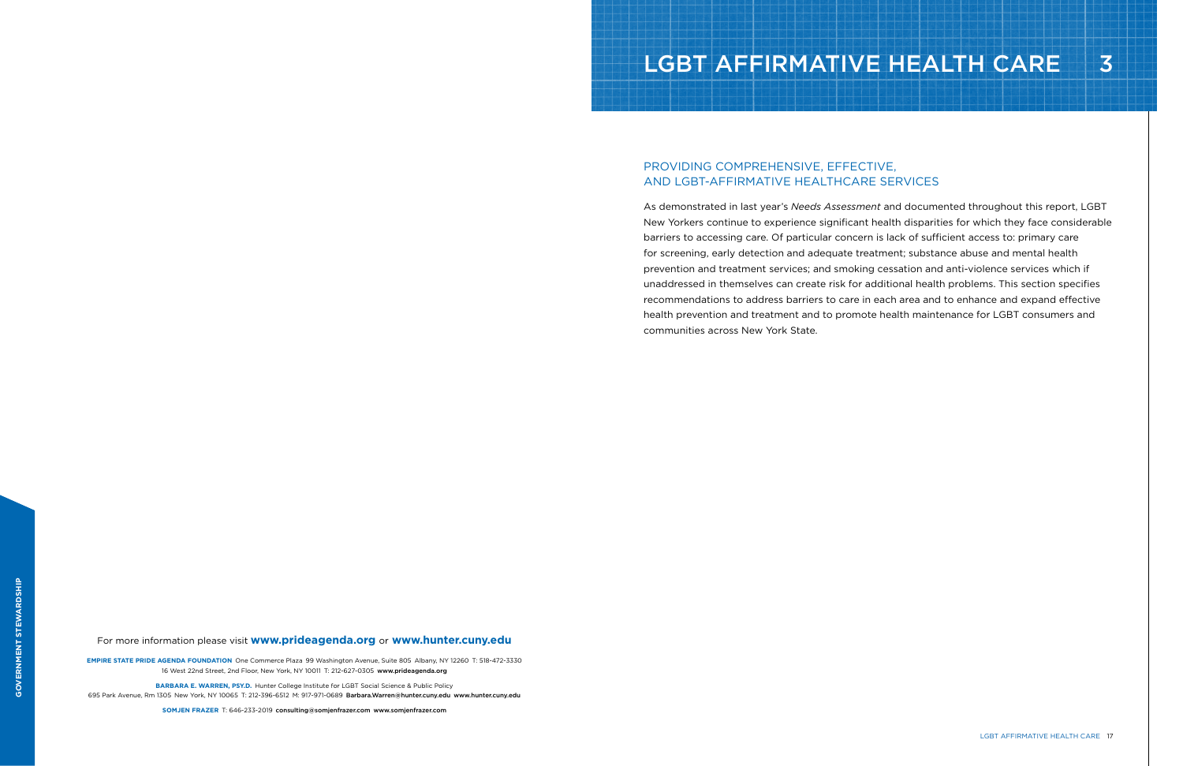# LGBT AFFIRMATIVE HEALTH CARE 3

## PROVIDING COMPREHENSIVE, EFFECTIVE, AND LGBT-AFFIRMATIVE HEALTHCARE SERVICES

As demonstrated in last year's *Needs Assessment* and documented throughout this report, LGBT New Yorkers continue to experience significant health disparities for which they face considerable barriers to accessing care. Of particular concern is lack of sufficient access to: primary care for screening, early detection and adequate treatment; substance abuse and mental health prevention and treatment services; and smoking cessation and anti-violence services which if unaddressed in themselves can create risk for additional health problems. This section specifies recommendations to address barriers to care in each area and to enhance and expand effective health prevention and treatment and to promote health maintenance for LGBT consumers and communities across New York State.

For more information please visit **www.prideagenda.org** or **www.hunter.cuny.edu**

**EMPIRE STATE PRIDE AGENDA FOUNDATION** One Commerce Plaza 99 Washington Avenue, Suite 805 Albany, NY 12260 T: 518-472-3330
16 West 22nd Street, 2nd Floor, New York, NY 10011 T: 212-627-0305 **www.prideagenda.org**

**BARBARA E. WARREN, PSY.D.** Hunter College Institute for LGBT Social Science & Public Policy
695 Park Avenue, Rm 1305 New York, NY 10065 T: 212-396-6512 M: 917-971-0689 **Barbara.Warren@hunter.cuny.edu** **www.hunter.cuny.edu**

**SOMJEN FRAZER** T: 646-233-2019 **consulting@somjenfrazer.com** **www.somjenfrazer.com**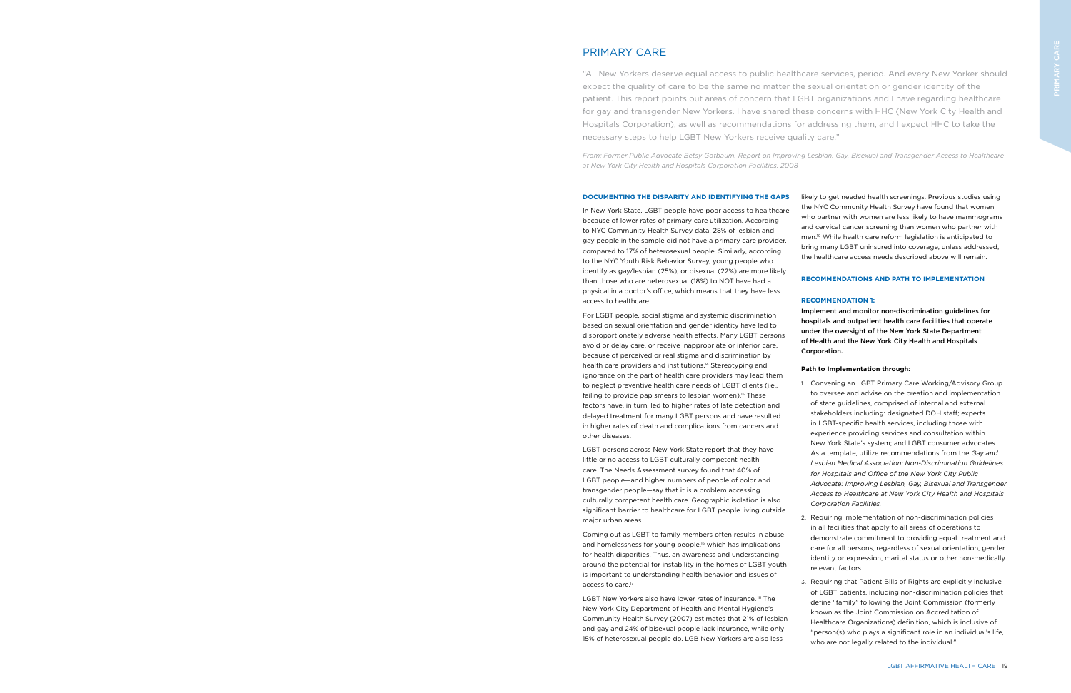## PRIMARY CARE

"All New Yorkers deserve equal access to public healthcare services, period. And every New Yorker should expect the quality of care to be the same no matter the sexual orientation or gender identity of the patient. This report points out areas of concern that LGBT organizations and I have regarding healthcare for gay and transgender New Yorkers. I have shared these concerns with HHC (New York City Health and Hospitals Corporation), as well as recommendations for addressing them, and I expect HHC to take the necessary steps to help LGBT New Yorkers receive quality care."

*From: Former Public Advocate Betsy Gotbaum, Report on Improving Lesbian, Gay, Bisexual and Transgender Access to Healthcare at New York City Health and Hospitals Corporation Facilities, 2008*

### DOCUMENTING THE DISPARITY AND IDENTIFYING THE GAPS

In New York State, LGBT people have poor access to healthcare because of lower rates of primary care utilization. According to NYC Community Health Survey data, 28% of lesbian and gay people in the sample did not have a primary care provider, compared to 17% of heterosexual people. Similarly, according to the NYC Youth Risk Behavior Survey, young people who identify as gay/lesbian (25%), or bisexual (22%) are more likely than those who are heterosexual (18%) to NOT have had a physical in a doctor's office, which means that they have less access to healthcare.

For LGBT people, social stigma and systemic discrimination based on sexual orientation and gender identity have led to disproportionately adverse health effects. Many LGBT persons avoid or delay care, or receive inappropriate or inferior care, because of perceived or real stigma and discrimination by health care providers and institutions.[14] Stereotyping and ignorance on the part of health care providers may lead them to neglect preventive health care needs of LGBT clients (i.e., failing to provide pap smears to lesbian women).[15] These factors have, in turn, led to higher rates of late detection and delayed treatment for many LGBT persons and have resulted in higher rates of death and complications from cancers and other diseases.

LGBT persons across New York State report that they have little or no access to LGBT culturally competent health care. The Needs Assessment survey found that 40% of LGBT people—and higher numbers of people of color and transgender people—say that it is a problem accessing culturally competent health care. Geographic isolation is also significant barrier to healthcare for LGBT people living outside major urban areas.

Coming out as LGBT to family members often results in abuse and homelessness for young people,[16] which has implications for health disparities. Thus, an awareness and understanding around the potential for instability in the homes of LGBT youth is important to understanding health behavior and issues of access to care.[17]

LGBT New Yorkers also have lower rates of insurance.[18] The New York City Department of Health and Mental Hygiene's Community Health Survey (2007) estimates that 21% of lesbian and gay and 24% of bisexual people lack insurance, while only 15% of heterosexual people do. LGB New Yorkers are also less likely to get needed health screenings. Previous studies using the NYC Community Health Survey have found that women who partner with women are less likely to have mammograms and cervical cancer screening than women who partner with men.[19] While health care reform legislation is anticipated to bring many LGBT uninsured into coverage, unless addressed, the healthcare access needs described above will remain.

### RECOMMENDATIONS AND PATH TO IMPLEMENTATION

#### RECOMMENDATION 1:

**Implement and monitor non-discrimination guidelines for hospitals and outpatient health care facilities that operate under the oversight of the New York State Department of Health and the New York City Health and Hospitals Corporation.**

**Path to Implementation through:**

1. Convening an LGBT Primary Care Working/Advisory Group to oversee and advise on the creation and implementation of state guidelines, comprised of internal and external stakeholders including: designated DOH staff; experts in LGBT-specific health services, including those with experience providing services and consultation within New York State's system; and LGBT consumer advocates. As a template, utilize recommendations from the *Gay and Lesbian Medical Association: Non-Discrimination Guidelines for Hospitals and Office of the New York City Public Advocate: Improving Lesbian, Gay, Bisexual and Transgender Access to Healthcare at New York City Health and Hospitals Corporation Facilities.*
2. Requiring implementation of non-discrimination policies in all facilities that apply to all areas of operations to demonstrate commitment to providing equal treatment and care for all persons, regardless of sexual orientation, gender identity or expression, marital status or other non-medically relevant factors.
3. Requiring that Patient Bills of Rights are explicitly inclusive of LGBT patients, including non-discrimination policies that define "family" following the Joint Commission (formerly known as the Joint Commission on Accreditation of Healthcare Organizations) definition, which is inclusive of "person(s) who plays a significant role in an individual's life, who are not legally related to the individual."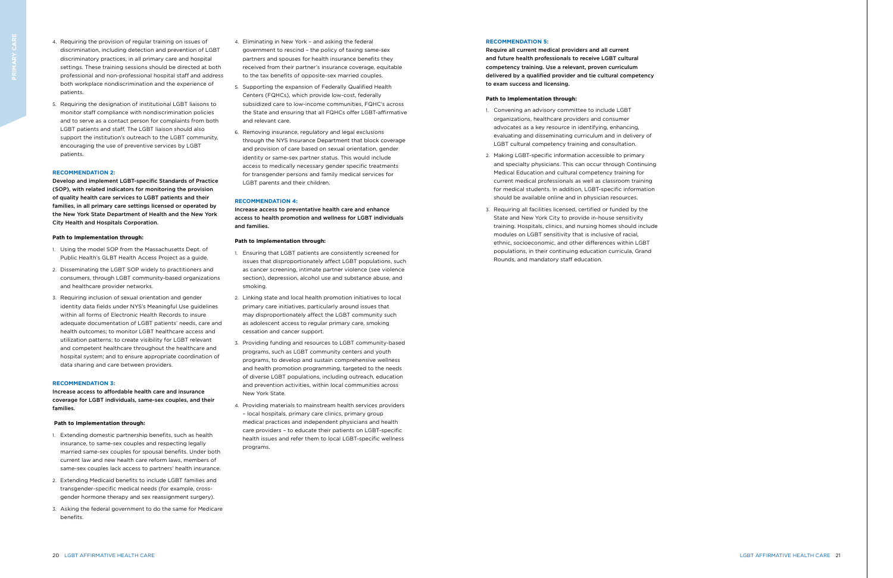4. Requiring the provision of regular training on issues of discrimination, including detection and prevention of LGBT discriminatory practices, in all primary care and hospital settings. These training sessions should be directed at both professional and non-professional hospital staff and address both workplace nondiscrimination and the experience of patients.

5. Requiring the designation of institutional LGBT liaisons to monitor staff compliance with nondiscrimination policies and to serve as a contact person for complaints from both LGBT patients and staff. The LGBT liaison should also support the institution's outreach to the LGBT community, encouraging the use of preventive services by LGBT patients.

### RECOMMENDATION 2:

**Develop and implement LGBT-specific Standards of Practice (SOP), with related indicators for monitoring the provision of quality health care services to LGBT patients and their families, in all primary care settings licensed or operated by the New York State Department of Health and the New York City Health and Hospitals Corporation.**

**Path to Implementation through:**

1. Using the model SOP from the Massachusetts Dept. of Public Health's GLBT Health Access Project as a guide.
2. Disseminating the LGBT SOP widely to practitioners and consumers, through LGBT community-based organizations and healthcare provider networks.
3. Requiring inclusion of sexual orientation and gender identity data fields under NYS's Meaningful Use guidelines within all forms of Electronic Health Records to insure adequate documentation of LGBT patients' needs, care and health outcomes; to monitor LGBT healthcare access and utilization patterns; to create visibility for LGBT relevant and competent healthcare throughout the healthcare and hospital system; and to ensure appropriate coordination of data sharing and care between providers.

### RECOMMENDATION 3:

**Increase access to affordable health care and insurance coverage for LGBT individuals, same-sex couples, and their families.**

**Path to Implementation through:**

1. Extending domestic partnership benefits, such as health insurance, to same-sex couples and respecting legally married same-sex couples for spousal benefits. Under both current law and new health care reform laws, members of same-sex couples lack access to partners' health insurance.
2. Extending Medicaid benefits to include LGBT families and transgender-specific medical needs (for example, cross-gender hormone therapy and sex reassignment surgery).
3. Asking the federal government to do the same for Medicare benefits.
4. Eliminating in New York – and asking the federal government to rescind – the policy of taxing same-sex partners and spouses for health insurance benefits they received from their partner's insurance coverage, equitable to the tax benefits of opposite-sex married couples.
5. Supporting the expansion of Federally Qualified Health Centers (FQHCs), which provide low-cost, federally subsidized care to low-income communities, FQHC's across the State and ensuring that all FQHCs offer LGBT-affirmative and relevant care.
6. Removing insurance, regulatory and legal exclusions through the NYS Insurance Department that block coverage and provision of care based on sexual orientation, gender identity or same-sex partner status. This would include access to medically necessary gender specific treatments for transgender persons and family medical services for LGBT parents and their children.

### RECOMMENDATION 4:

**Increase access to preventative health care and enhance access to health promotion and wellness for LGBT individuals and families.**

**Path to Implementation through:**

1. Ensuring that LGBT patients are consistently screened for issues that disproportionately affect LGBT populations, such as cancer screening, intimate partner violence (see violence section), depression, alcohol use and substance abuse, and smoking.
2. Linking state and local health promotion initiatives to local primary care initiatives, particularly around issues that may disproportionately affect the LGBT community such as adolescent access to regular primary care, smoking cessation and cancer support.
3. Providing funding and resources to LGBT community-based programs, such as LGBT community centers and youth programs, to develop and sustain comprehensive wellness and health promotion programming, targeted to the needs of diverse LGBT populations, including outreach, education and prevention activities, within local communities across New York State.
4. Providing materials to mainstream health services providers – local hospitals, primary care clinics, primary group medical practices and independent physicians and health care providers – to educate their patients on LGBT-specific health issues and refer them to local LGBT-specific wellness programs.

### RECOMMENDATION 5:

**Require all current medical providers and all current and future health professionals to receive LGBT cultural competency training. Use a relevant, proven curriculum delivered by a qualified provider and tie cultural competency to exam success and licensing.**

**Path to Implementation through:**

1. Convening an advisory committee to include LGBT organizations, healthcare providers and consumer advocates as a key resource in identifying, enhancing, evaluating and disseminating curriculum and in delivery of LGBT cultural competency training and consultation.
2. Making LGBT-specific information accessible to primary and specialty physicians. This can occur through Continuing Medical Education and cultural competency training for current medical professionals as well as classroom training for medical students. In addition, LGBT-specific information should be available online and in physician resources.
3. Requiring all facilities licensed, certified or funded by the State and New York City to provide in-house sensitivity training. Hospitals, clinics, and nursing homes should include modules on LGBT sensitivity that is inclusive of racial, ethnic, socioeconomic, and other differences within LGBT populations, in their continuing education curricula, Grand Rounds, and mandatory staff education.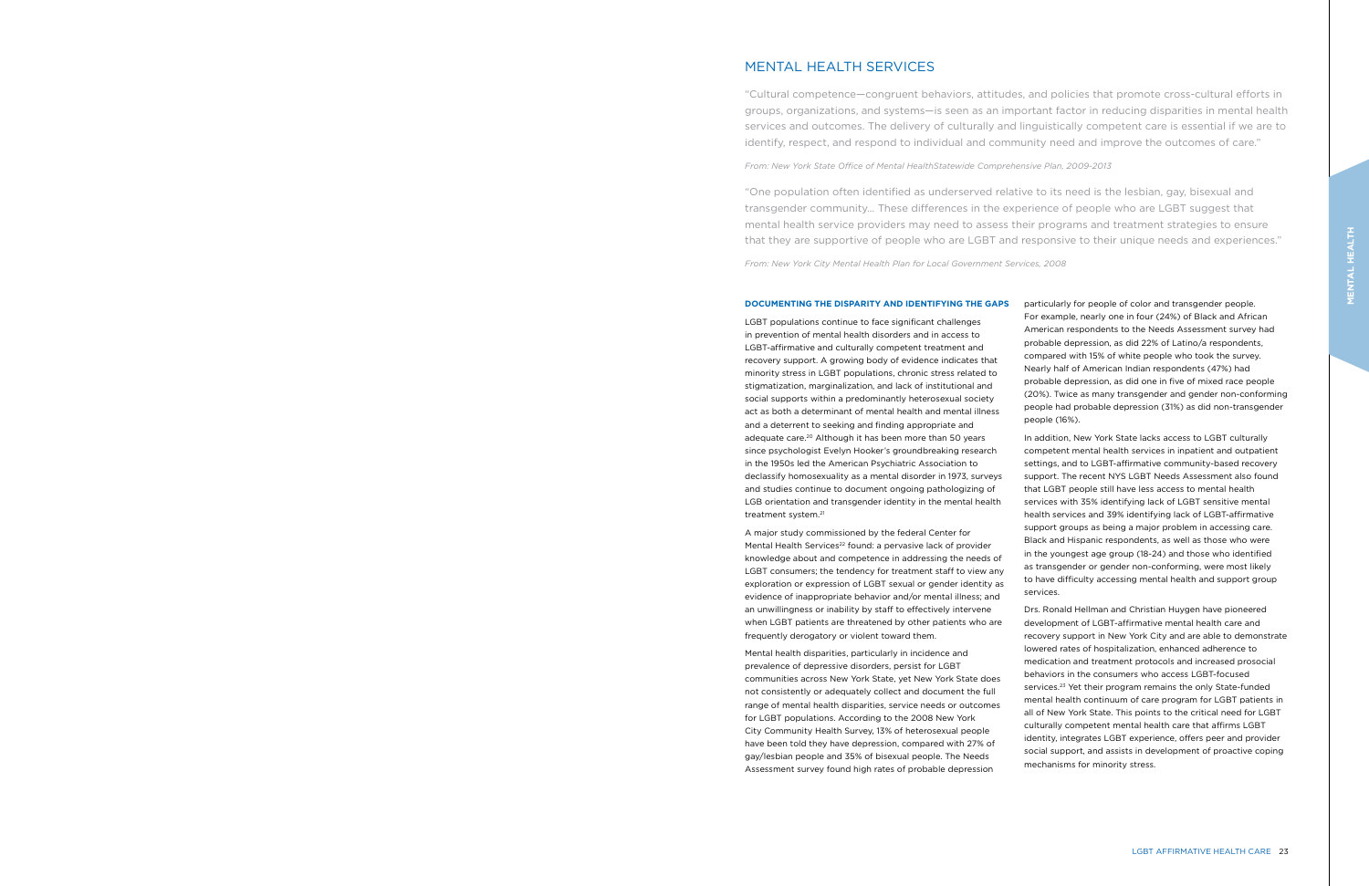# MENTAL HEALTH SERVICES

"Cultural competence—congruent behaviors, attitudes, and policies that promote cross-cultural efforts in groups, organizations, and systems—is seen as an important factor in reducing disparities in mental health services and outcomes. The delivery of culturally and linguistically competent care is essential if we are to identify, respect, and respond to individual and community need and improve the outcomes of care."

*From: New York State Office of Mental HealthStatewide Comprehensive Plan, 2009-2013*

"One population often identified as underserved relative to its need is the lesbian, gay, bisexual and transgender community... These differences in the experience of people who are LGBT suggest that mental health service providers may need to assess their programs and treatment strategies to ensure that they are supportive of people who are LGBT and responsive to their unique needs and experiences."

*From: New York City Mental Health Plan for Local Government Services, 2008*

### DOCUMENTING THE DISPARITY AND IDENTIFYING THE GAPS

LGBT populations continue to face significant challenges in prevention of mental health disorders and in access to LGBT-affirmative and culturally competent treatment and recovery support. A growing body of evidence indicates that minority stress in LGBT populations, chronic stress related to stigmatization, marginalization, and lack of institutional and social supports within a predominantly heterosexual society act as both a determinant of mental health and mental illness and a deterrent to seeking and finding appropriate and adequate care.[20] Although it has been more than 50 years since psychologist Evelyn Hooker's groundbreaking research in the 1950s led the American Psychiatric Association to declassify homosexuality as a mental disorder in 1973, surveys and studies continue to document ongoing pathologizing of LGB orientation and transgender identity in the mental health treatment system.[21]

A major study commissioned by the federal Center for Mental Health Services[22] found: a pervasive lack of provider knowledge about and competence in addressing the needs of LGBT consumers; the tendency for treatment staff to view any exploration or expression of LGBT sexual or gender identity as evidence of inappropriate behavior and/or mental illness; and an unwillingness or inability by staff to effectively intervene when LGBT patients are threatened by other patients who are frequently derogatory or violent toward them.

Mental health disparities, particularly in incidence and prevalence of depressive disorders, persist for LGBT communities across New York State, yet New York State does not consistently or adequately collect and document the full range of mental health disparities, service needs or outcomes for LGBT populations. According to the 2008 New York City Community Health Survey, 13% of heterosexual people have been told they have depression, compared with 27% of gay/lesbian people and 35% of bisexual people. The Needs Assessment survey found high rates of probable depression particularly for people of color and transgender people. For example, nearly one in four (24%) of Black and African American respondents to the Needs Assessment survey had probable depression, as did 22% of Latino/a respondents, compared with 15% of white people who took the survey. Nearly half of American Indian respondents (47%) had probable depression, as did one in five of mixed race people (20%). Twice as many transgender and gender non-conforming people had probable depression (31%) as did non-transgender people (16%).

In addition, New York State lacks access to LGBT culturally competent mental health services in inpatient and outpatient settings, and to LGBT-affirmative community-based recovery support. The recent NYS LGBT Needs Assessment also found that LGBT people still have less access to mental health services with 35% identifying lack of LGBT sensitive mental health services and 39% identifying lack of LGBT-affirmative support groups as being a major problem in accessing care. Black and Hispanic respondents, as well as those who were in the youngest age group (18-24) and those who identified as transgender or gender non-conforming, were most likely to have difficulty accessing mental health and support group services.

Drs. Ronald Hellman and Christian Huygen have pioneered development of LGBT-affirmative mental health care and recovery support in New York City and are able to demonstrate lowered rates of hospitalization, enhanced adherence to medication and treatment protocols and increased prosocial behaviors in the consumers who access LGBT-focused services.[23] Yet their program remains the only State-funded mental health continuum of care program for LGBT patients in all of New York State. This points to the critical need for LGBT culturally competent mental health care that affirms LGBT identity, integrates LGBT experience, offers peer and provider social support, and assists in development of proactive coping mechanisms for minority stress.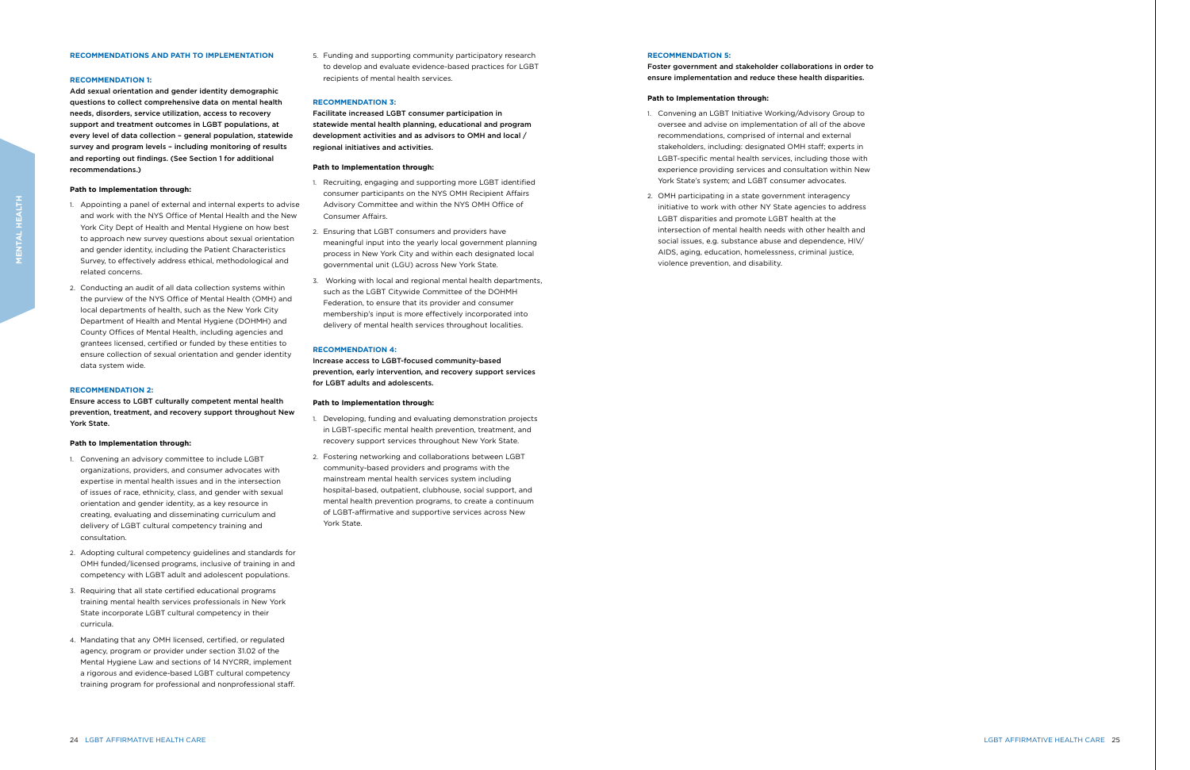## RECOMMENDATIONS AND PATH TO IMPLEMENTATION

### RECOMMENDATION 1:

**Add sexual orientation and gender identity demographic questions to collect comprehensive data on mental health needs, disorders, service utilization, access to recovery support and treatment outcomes in LGBT populations, at every level of data collection – general population, statewide survey and program levels – including monitoring of results and reporting out findings. (See Section 1 for additional recommendations.)**

**Path to Implementation through:**

1. Appointing a panel of external and internal experts to advise and work with the NYS Office of Mental Health and the New York City Dept of Health and Mental Hygiene on how best to approach new survey questions about sexual orientation and gender identity, including the Patient Characteristics Survey, to effectively address ethical, methodological and related concerns.
2. Conducting an audit of all data collection systems within the purview of the NYS Office of Mental Health (OMH) and local departments of health, such as the New York City Department of Health and Mental Hygiene (DOHMH) and County Offices of Mental Health, including agencies and grantees licensed, certified or funded by these entities to ensure collection of sexual orientation and gender identity data system wide.

### RECOMMENDATION 2:

**Ensure access to LGBT culturally competent mental health prevention, treatment, and recovery support throughout New York State.**

**Path to Implementation through:**

1. Convening an advisory committee to include LGBT organizations, providers, and consumer advocates with expertise in mental health issues and in the intersection of issues of race, ethnicity, class, and gender with sexual orientation and gender identity, as a key resource in creating, evaluating and disseminating curriculum and delivery of LGBT cultural competency training and consultation.
2. Adopting cultural competency guidelines and standards for OMH funded/licensed programs, inclusive of training in and competency with LGBT adult and adolescent populations.
3. Requiring that all state certified educational programs training mental health services professionals in New York State incorporate LGBT cultural competency in their curricula.
4. Mandating that any OMH licensed, certified, or regulated agency, program or provider under section 31.02 of the Mental Hygiene Law and sections of 14 NYCRR, implement a rigorous and evidence-based LGBT cultural competency training program for professional and nonprofessional staff.
5. Funding and supporting community participatory research to develop and evaluate evidence-based practices for LGBT recipients of mental health services.

### RECOMMENDATION 3:

**Facilitate increased LGBT consumer participation in statewide mental health planning, educational and program development activities and as advisors to OMH and local / regional initiatives and activities.**

**Path to Implementation through:**

1. Recruiting, engaging and supporting more LGBT identified consumer participants on the NYS OMH Recipient Affairs Advisory Committee and within the NYS OMH Office of Consumer Affairs.
2. Ensuring that LGBT consumers and providers have meaningful input into the yearly local government planning process in New York City and within each designated local governmental unit (LGU) across New York State.
3. Working with local and regional mental health departments, such as the LGBT Citywide Committee of the DOHMH Federation, to ensure that its provider and consumer membership's input is more effectively incorporated into delivery of mental health services throughout localities.

### RECOMMENDATION 4:

**Increase access to LGBT-focused community-based prevention, early intervention, and recovery support services for LGBT adults and adolescents.**

**Path to Implementation through:**

1. Developing, funding and evaluating demonstration projects in LGBT-specific mental health prevention, treatment, and recovery support services throughout New York State.
2. Fostering networking and collaborations between LGBT community-based providers and programs with the mainstream mental health services system including hospital-based, outpatient, clubhouse, social support, and mental health prevention programs, to create a continuum of LGBT-affirmative and supportive services across New York State.

### RECOMMENDATION 5:

**Foster government and stakeholder collaborations in order to ensure implementation and reduce these health disparities.**

**Path to Implementation through:**

1. Convening an LGBT Initiative Working/Advisory Group to oversee and advise on implementation of all of the above recommendations, comprised of internal and external stakeholders, including: designated OMH staff; experts in LGBT-specific mental health services, including those with experience providing services and consultation within New York State's system; and LGBT consumer advocates.
2. OMH participating in a state government interagency initiative to work with other NY State agencies to address LGBT disparities and promote LGBT health at the intersection of mental health needs with other health and social issues, e.g. substance abuse and dependence, HIV/AIDS, aging, education, homelessness, criminal justice, violence prevention, and disability.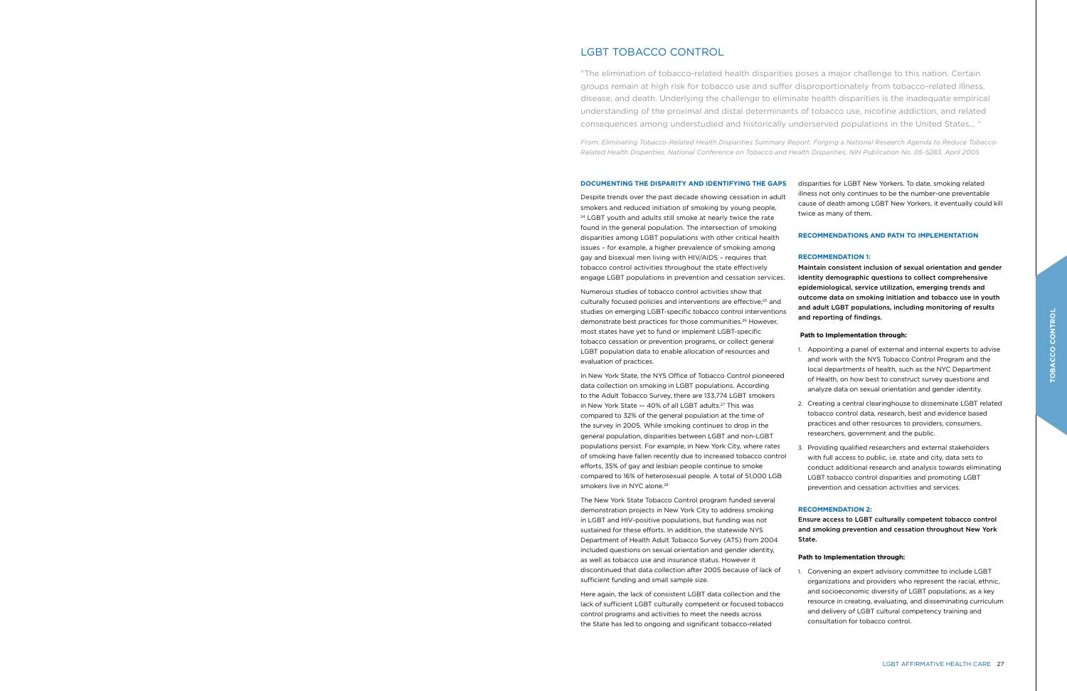# LGBT TOBACCO CONTROL

"The elimination of tobacco-related health disparities poses a major challenge to this nation. Certain groups remain at high risk for tobacco use and suffer disproportionately from tobacco-related illness, disease, and death. Underlying the challenge to eliminate health disparities is the inadequate empirical understanding of the proximal and distal determinants of tobacco use, nicotine addiction, and related consequences among understudied and historically underserved populations in the United States… "

*From: Eliminating Tobacco-Related Health Disparities Summary Report: Forging a National Research Agenda to Reduce Tobacco-Related Health Disparities, National Conference on Tobacco and Health Disparities, NIH Publication No. 05-5283, April 2005*

## DOCUMENTING THE DISPARITY AND IDENTIFYING THE GAPS

Despite trends over the past decade showing cessation in adult smokers and reduced initiation of smoking by young people,[24] LGBT youth and adults still smoke at nearly twice the rate found in the general population. The intersection of smoking disparities among LGBT populations with other critical health issues – for example, a higher prevalence of smoking among gay and bisexual men living with HIV/AIDS – requires that tobacco control activities throughout the state effectively engage LGBT populations in prevention and cessation services.

Numerous studies of tobacco control activities show that culturally focused policies and interventions are effective;[25] and studies on emerging LGBT-specific tobacco control interventions demonstrate best practices for those communities.[26] However, most states have yet to fund or implement LGBT-specific tobacco cessation or prevention programs, or collect general LGBT population data to enable allocation of resources and evaluation of practices.

In New York State, the NYS Office of Tobacco Control pioneered data collection on smoking in LGBT populations. According to the Adult Tobacco Survey, there are 133,774 LGBT smokers in New York State — 40% of all LGBT adults.[27] This was compared to 32% of the general population at the time of the survey in 2005. While smoking continues to drop in the general population, disparities between LGBT and non-LGBT populations persist. For example, in New York City, where rates of smoking have fallen recently due to increased tobacco control efforts, 35% of gay and lesbian people continue to smoke compared to 16% of heterosexual people. A total of 51,000 LGB smokers live in NYC alone.[28]

The New York State Tobacco Control program funded several demonstration projects in New York City to address smoking in LGBT and HIV-positive populations, but funding was not sustained for these efforts. In addition, the statewide NYS Department of Health Adult Tobacco Survey (ATS) from 2004 included questions on sexual orientation and gender identity, as well as tobacco use and insurance status. However it discontinued that data collection after 2005 because of lack of sufficient funding and small sample size.

Here again, the lack of consistent LGBT data collection and the lack of sufficient LGBT culturally competent or focused tobacco control programs and activities to meet the needs across the State has led to ongoing and significant tobacco-related disparities for LGBT New Yorkers. To date, smoking related illness not only continues to be the number-one preventable cause of death among LGBT New Yorkers, it eventually could kill twice as many of them.

## RECOMMENDATIONS AND PATH TO IMPLEMENTATION

### RECOMMENDATION 1:

**Maintain consistent inclusion of sexual orientation and gender identity demographic questions to collect comprehensive epidemiological, service utilization, emerging trends and outcome data on smoking initiation and tobacco use in youth and adult LGBT populations, including monitoring of results and reporting of findings.**

**Path to Implementation through:**

1. Appointing a panel of external and internal experts to advise and work with the NYS Tobacco Control Program and the local departments of health, such as the NYC Department of Health, on how best to construct survey questions and analyze data on sexual orientation and gender identity.
2. Creating a central clearinghouse to disseminate LGBT related tobacco control data, research, best and evidence based practices and other resources to providers, consumers, researchers, government and the public.
3. Providing qualified researchers and external stakeholders with full access to public, i.e. state and city, data sets to conduct additional research and analysis towards eliminating LGBT tobacco control disparities and promoting LGBT prevention and cessation activities and services.

### RECOMMENDATION 2:

**Ensure access to LGBT culturally competent tobacco control and smoking prevention and cessation throughout New York State.**

**Path to Implementation through:**

1. Convening an expert advisory committee to include LGBT organizations and providers who represent the racial, ethnic, and socioeconomic diversity of LGBT populations, as a key resource in creating, evaluating, and disseminating curriculum and delivery of LGBT cultural competency training and consultation for tobacco control.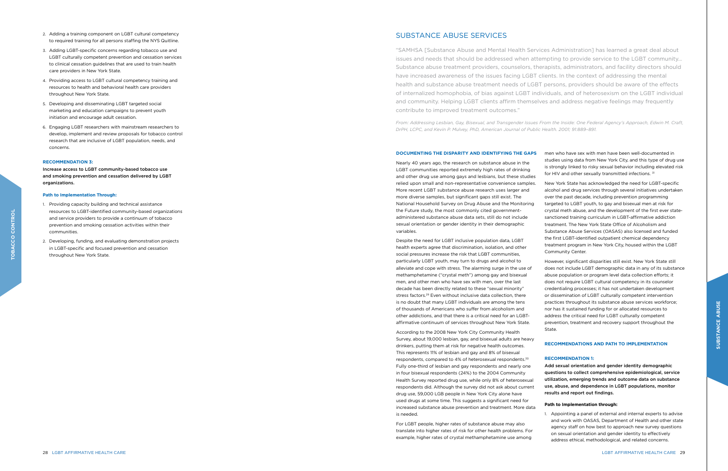2. Adding a training component on LGBT cultural competency to required training for all persons staffing the NYS Quitline.
3. Adding LGBT-specific concerns regarding tobacco use and LGBT culturally competent prevention and cessation services to clinical cessation guidelines that are used to train health care providers in New York State.
4. Providing access to LGBT cultural competency training and resources to health and behavioral health care providers throughout New York State.
5. Developing and disseminating LGBT targeted social marketing and education campaigns to prevent youth initiation and encourage adult cessation.
6. Engaging LGBT researchers with mainstream researchers to develop, implement and review proposals for tobacco control research that are inclusive of LGBT population, needs, and concerns.

#### RECOMMENDATION 3:

**Increase access to LGBT community-based tobacco use and smoking prevention and cessation delivered by LGBT organizations.**

**Path to Implementation Through:**

1. Providing capacity building and technical assistance resources to LGBT-identified community-based organizations and service providers to provide a continuum of tobacco prevention and smoking cessation activities within their communities.
2. Developing, funding, and evaluating demonstration projects in LGBT-specific and focused prevention and cessation throughout New York State.

## SUBSTANCE ABUSE SERVICES

"SAMHSA [Substance Abuse and Mental Health Services Administration] has learned a great deal about issues and needs that should be addressed when attempting to provide service to the LGBT community... Substance abuse treatment providers, counselors, therapists, administrators, and facility directors should have increased awareness of the issues facing LGBT clients. In the context of addressing the mental health and substance abuse treatment needs of LGBT persons, providers should be aware of the effects of internalized homophobia, of bias against LGBT individuals, and of heterosexism on the LGBT individual and community. Helping LGBT clients affirm themselves and address negative feelings may frequently contribute to improved treatment outcomes."

*From: Addressing Lesbian, Gay, Bisexual, and Transgender Issues From the Inside: One Federal Agency's Approach, Edwin M. Craft, DrPH, LCPC, and Kevin P. Mulvey, PhD, American Journal of Public Health. 2001; 91:889–891.*

#### DOCUMENTING THE DISPARITY AND IDENTIFYING THE GAPS

Nearly 40 years ago, the research on substance abuse in the LGBT communities reported extremely high rates of drinking and other drug use among gays and lesbians, but these studies relied upon small and non-representative convenience samples. More recent LGBT substance abuse research uses larger and more diverse samples, but significant gaps still exist. The National Household Survey on Drug Abuse and the Monitoring the Future study, the most commonly cited government-administered substance abuse data sets, still do not include sexual orientation or gender identity in their demographic variables.

Despite the need for LGBT inclusive population data, LGBT health experts agree that discrimination, isolation, and other social pressures increase the risk that LGBT communities, particularly LGBT youth, may turn to drugs and alcohol to alleviate and cope with stress. The alarming surge in the use of methamphetamine ("crystal meth") among gay and bisexual men, and other men who have sex with men, over the last decade has been directly related to these "sexual minority" stress factors.[29] Even without inclusive data collection, there is no doubt that many LGBT individuals are among the tens of thousands of Americans who suffer from alcoholism and other addictions, and that there is a critical need for an LGBT-affirmative continuum of services throughout New York State.

According to the 2008 New York City Community Health Survey, about 19,000 lesbian, gay, and bisexual adults are heavy drinkers, putting them at risk for negative health outcomes. This represents 11% of lesbian and gay and 8% of bisexual respondents, compared to 4% of heterosexual respondents.[30] Fully one-third of lesbian and gay respondents and nearly one in four bisexual respondents (24%) to the 2004 Community Health Survey reported drug use, while only 8% of heterosexual respondents did. Although the survey did not ask about current drug use, 59,000 LGB people in New York City alone have used drugs at some time. This suggests a significant need for increased substance abuse prevention and treatment. More data is needed.

For LGBT people, higher rates of substance abuse may also translate into higher rates of risk for other health problems. For example, higher rates of crystal methamphetamine use among men who have sex with men have been well-documented in studies using data from New York City, and this type of drug use is strongly linked to risky sexual behavior including elevated risk for HIV and other sexually transmitted infections.[31]

New York State has acknowledged the need for LGBT-specific alcohol and drug services through several initiatives undertaken over the past decade, including prevention programming targeted to LGBT youth, to gay and bisexual men at risk for crystal meth abuse, and the development of the first ever state-sanctioned training curriculum in LGBT-affirmative addiction treatment. The New York State Office of Alcoholism and Substance Abuse Services (OASAS) also licensed and funded the first LGBT-identified outpatient chemical dependency treatment program in New York City, housed within the LGBT Community Center.

However, significant disparities still exist. New York State still does not include LGBT demographic data in any of its substance abuse population or program level data collection efforts; it does not require LGBT cultural competency in its counselor credentialing processes; it has not undertaken development or dissemination of LGBT culturally competent intervention practices throughout its substance abuse services workforce; nor has it sustained funding for or allocated resources to address the critical need for LGBT culturally competent prevention, treatment and recovery support throughout the State.

#### RECOMMENDATIONS AND PATH TO IMPLEMENTATION

#### RECOMMENDATION 1:

**Add sexual orientation and gender identity demographic questions to collect comprehensive epidemiological, service utilization, emerging trends and outcome data on substance use, abuse, and dependence in LGBT populations, monitor results and report out findings.**

**Path to Implementation through:**

1. Appointing a panel of external and internal experts to advise and work with OASAS, Department of Health and other state agency staff on how best to approach new survey questions on sexual orientation and gender identity to effectively address ethical, methodological, and related concerns.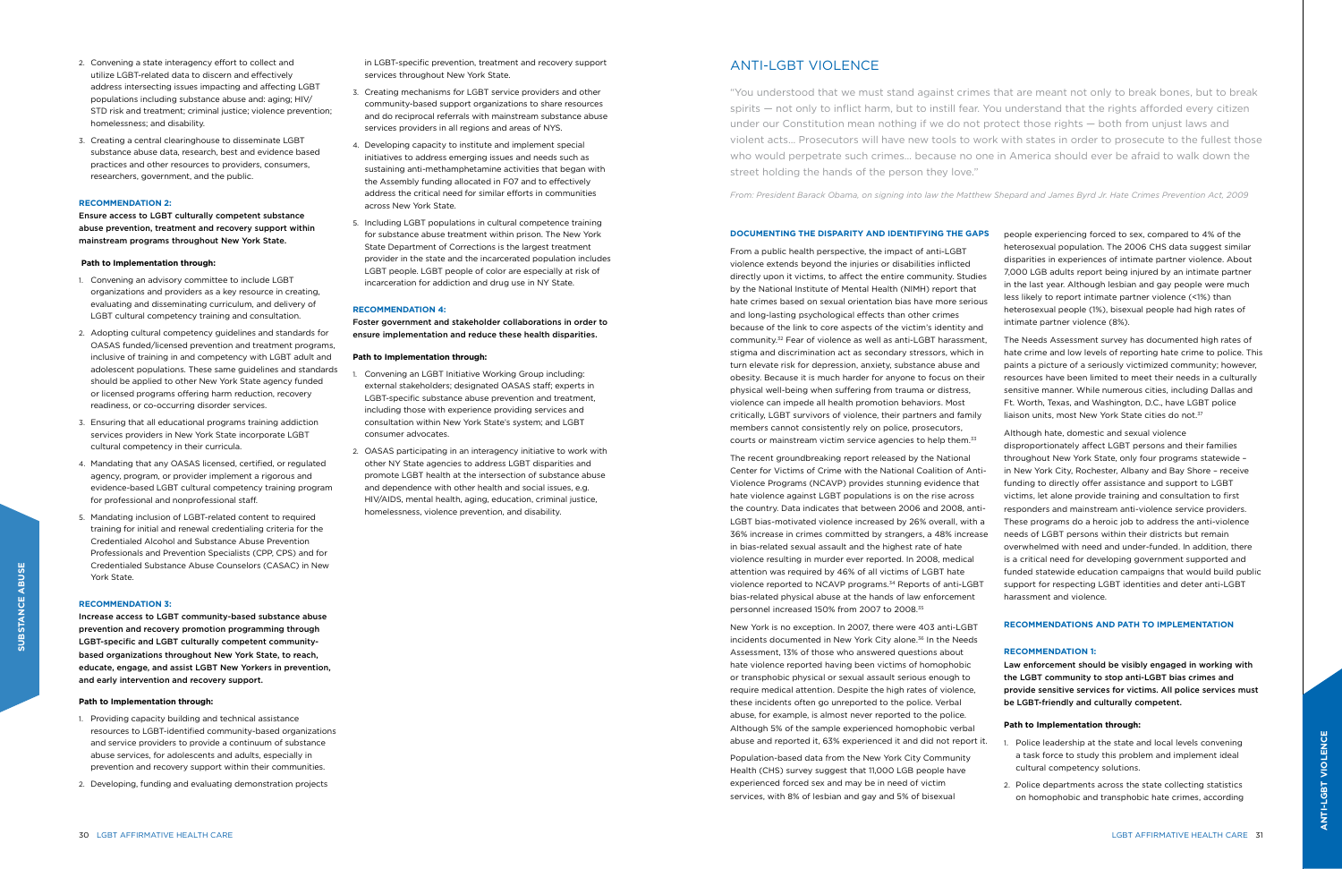2. Convening a state interagency effort to collect and utilize LGBT-related data to discern and effectively address intersecting issues impacting and affecting LGBT populations including substance abuse and: aging; HIV/ STD risk and treatment; criminal justice; violence prevention; homelessness; and disability.
3. Creating a central clearinghouse to disseminate LGBT substance abuse data, research, best and evidence based practices and other resources to providers, consumers, researchers, government, and the public.

**RECOMMENDATION 2:**

**Ensure access to LGBT culturally competent substance abuse prevention, treatment and recovery support within mainstream programs throughout New York State.**

**Path to Implementation through:**

1. Convening an advisory committee to include LGBT organizations and providers as a key resource in creating, evaluating and disseminating curriculum, and delivery of LGBT cultural competency training and consultation.
2. Adopting cultural competency guidelines and standards for OASAS funded/licensed prevention and treatment programs, inclusive of training in and competency with LGBT adult and adolescent populations. These same guidelines and standards should be applied to other New York State agency funded or licensed programs offering harm reduction, recovery readiness, or co-occurring disorder services.
3. Ensuring that all educational programs training addiction services providers in New York State incorporate LGBT cultural competency in their curricula.
4. Mandating that any OASAS licensed, certified, or regulated agency, program, or provider implement a rigorous and evidence-based LGBT cultural competency training program for professional and nonprofessional staff.
5. Mandating inclusion of LGBT-related content to required training for initial and renewal credentialing criteria for the Credentialed Alcohol and Substance Abuse Prevention Professionals and Prevention Specialists (CPP, CPS) and for Credentialed Substance Abuse Counselors (CASAC) in New York State.

**RECOMMENDATION 3:**

**Increase access to LGBT community-based substance abuse prevention and recovery promotion programming through LGBT-specific and LGBT culturally competent community-based organizations throughout New York State, to reach, educate, engage, and assist LGBT New Yorkers in prevention, and early intervention and recovery support.**

**Path to Implementation through:**

1. Providing capacity building and technical assistance resources to LGBT-identified community-based organizations and service providers to provide a continuum of substance abuse services, for adolescents and adults, especially in prevention and recovery support within their communities.
2. Developing, funding and evaluating demonstration projects in LGBT-specific prevention, treatment and recovery support services throughout New York State.
3. Creating mechanisms for LGBT service providers and other community-based support organizations to share resources and do reciprocal referrals with mainstream substance abuse services providers in all regions and areas of NYS.
4. Developing capacity to institute and implement special initiatives to address emerging issues and needs such as sustaining anti-methamphetamine activities that began with the Assembly funding allocated in F07 and to effectively address the critical need for similar efforts in communities across New York State.
5. Including LGBT populations in cultural competence training for substance abuse treatment within prison. The New York State Department of Corrections is the largest treatment provider in the state and the incarcerated population includes LGBT people. LGBT people of color are especially at risk of incarceration for addiction and drug use in NY State.

**RECOMMENDATION 4:**

**Foster government and stakeholder collaborations in order to ensure implementation and reduce these health disparities.**

**Path to Implementation through:**

1. Convening an LGBT Initiative Working Group including: external stakeholders; designated OASAS staff; experts in LGBT-specific substance abuse prevention and treatment, including those with experience providing services and consultation within New York State's system; and LGBT consumer advocates.
2. OASAS participating in an interagency initiative to work with other NY State agencies to address LGBT disparities and promote LGBT health at the intersection of substance abuse and dependence with other health and social issues, e.g. HIV/AIDS, mental health, aging, education, criminal justice, homelessness, violence prevention, and disability.

# ANTI-LGBT VIOLENCE

"You understood that we must stand against crimes that are meant not only to break bones, but to break spirits — not only to inflict harm, but to instill fear. You understand that the rights afforded every citizen under our Constitution mean nothing if we do not protect those rights — both from unjust laws and violent acts… Prosecutors will have new tools to work with states in order to prosecute to the fullest those who would perpetrate such crimes… because no one in America should ever be afraid to walk down the street holding the hands of the person they love."

*From: President Barack Obama, on signing into law the Matthew Shepard and James Byrd Jr. Hate Crimes Prevention Act, 2009*

**DOCUMENTING THE DISPARITY AND IDENTIFYING THE GAPS**

From a public health perspective, the impact of anti-LGBT violence extends beyond the injuries or disabilities inflicted directly upon it victims, to affect the entire community. Studies by the National Institute of Mental Health (NIMH) report that hate crimes based on sexual orientation bias have more serious and long-lasting psychological effects than other crimes because of the link to core aspects of the victim's identity and community.[32] Fear of violence as well as anti-LGBT harassment, stigma and discrimination act as secondary stressors, which in turn elevate risk for depression, anxiety, substance abuse and obesity. Because it is much harder for anyone to focus on their physical well-being when suffering from trauma or distress, violence can impede all health promotion behaviors. Most critically, LGBT survivors of violence, their partners and family members cannot consistently rely on police, prosecutors, courts or mainstream victim service agencies to help them.[33]

The recent groundbreaking report released by the National Center for Victims of Crime with the National Coalition of Anti-Violence Programs (NCAVP) provides stunning evidence that hate violence against LGBT populations is on the rise across the country. Data indicates that between 2006 and 2008, anti-LGBT bias-motivated violence increased by 26% overall, with a 36% increase in crimes committed by strangers, a 48% increase in bias-related sexual assault and the highest rate of hate violence resulting in murder ever reported. In 2008, medical attention was required by 46% of all victims of LGBT hate violence reported to NCAVP programs.[34] Reports of anti-LGBT bias-related physical abuse at the hands of law enforcement personnel increased 150% from 2007 to 2008.[35]

New York is no exception. In 2007, there were 403 anti-LGBT incidents documented in New York City alone.[36] In the Needs Assessment, 13% of those who answered questions about hate violence reported having been victims of homophobic or transphobic physical or sexual assault serious enough to require medical attention. Despite the high rates of violence, these incidents often go unreported to the police. Verbal abuse, for example, is almost never reported to the police. Although 5% of the sample experienced homophobic verbal abuse and reported it, 63% experienced it and did not report it.

Population-based data from the New York City Community Health (CHS) survey suggest that 11,000 LGB people have experienced forced sex and may be in need of victim services, with 8% of lesbian and gay and 5% of bisexual people experiencing forced to sex, compared to 4% of the heterosexual population. The 2006 CHS data suggest similar disparities in experiences of intimate partner violence. About 7,000 LGB adults report being injured by an intimate partner in the last year. Although lesbian and gay people were much less likely to report intimate partner violence (<1%) than heterosexual people (1%), bisexual people had high rates of intimate partner violence (8%).

The Needs Assessment survey has documented high rates of hate crime and low levels of reporting hate crime to police. This paints a picture of a seriously victimized community; however, resources have been limited to meet their needs in a culturally sensitive manner. While numerous cities, including Dallas and Ft. Worth, Texas, and Washington, D.C., have LGBT police liaison units, most New York State cities do not.[37]

Although hate, domestic and sexual violence disproportionately affect LGBT persons and their families throughout New York State, only four programs statewide – in New York City, Rochester, Albany and Bay Shore – receive funding to directly offer assistance and support to LGBT victims, let alone provide training and consultation to first responders and mainstream anti-violence service providers. These programs do a heroic job to address the anti-violence needs of LGBT persons within their districts but remain overwhelmed with need and under-funded. In addition, there is a critical need for developing government supported and funded statewide education campaigns that would build public support for respecting LGBT identities and deter anti-LGBT harassment and violence.

**RECOMMENDATIONS AND PATH TO IMPLEMENTATION**

**RECOMMENDATION 1:**

**Law enforcement should be visibly engaged in working with the LGBT community to stop anti-LGBT bias crimes and provide sensitive services for victims. All police services must be LGBT-friendly and culturally competent.**

**Path to Implementation through:**

1. Police leadership at the state and local levels convening a task force to study this problem and implement ideal cultural competency solutions.
2. Police departments across the state collecting statistics on homophobic and transphobic hate crimes, according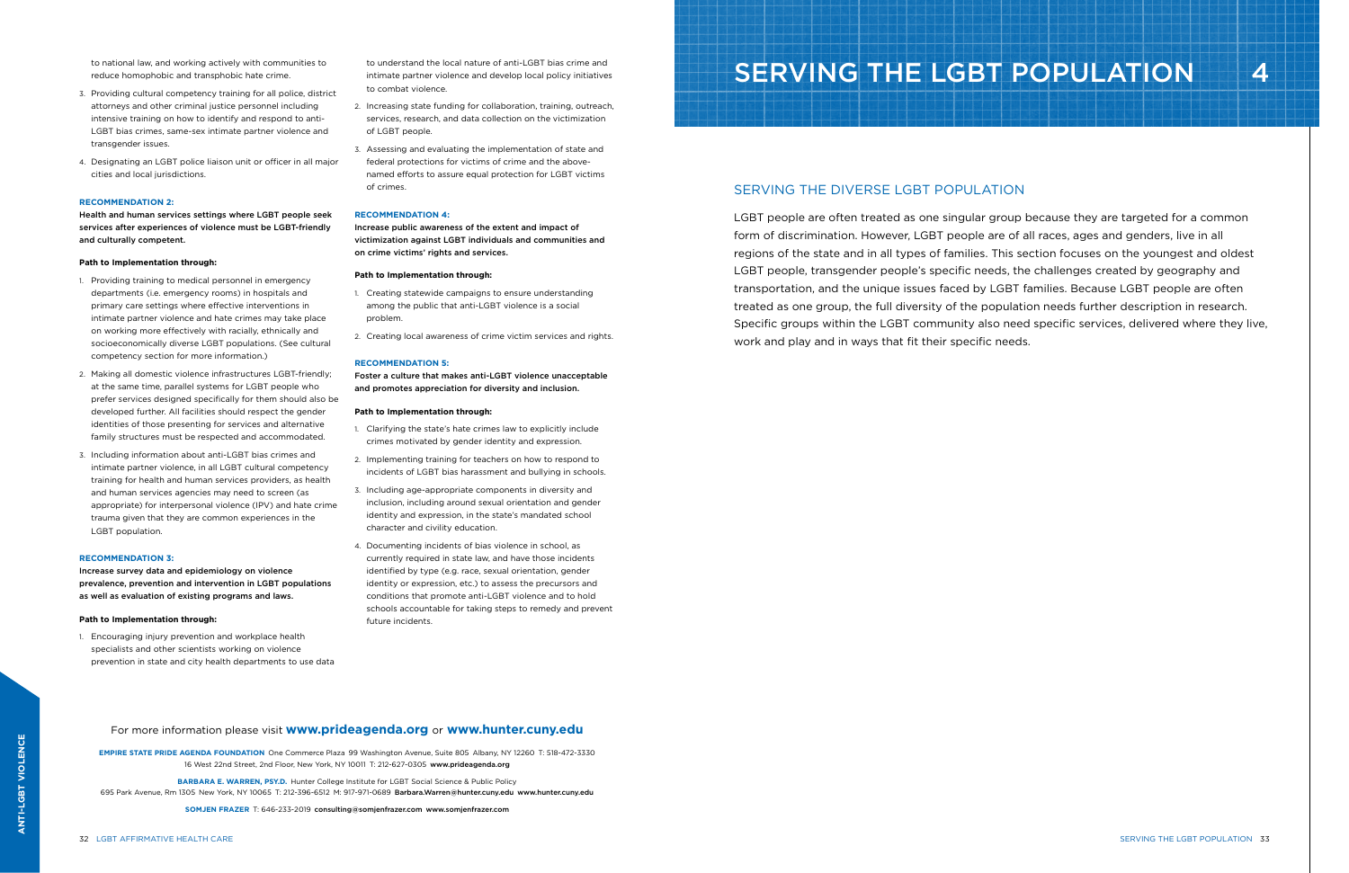to national law, and working actively with communities to reduce homophobic and transphobic hate crime.

3. Providing cultural competency training for all police, district attorneys and other criminal justice personnel including intensive training on how to identify and respond to anti-LGBT bias crimes, same-sex intimate partner violence and transgender issues.
4. Designating an LGBT police liaison unit or officer in all major cities and local jurisdictions.

**RECOMMENDATION 2:**

**Health and human services settings where LGBT people seek services after experiences of violence must be LGBT-friendly and culturally competent.**

**Path to Implementation through:**

1. Providing training to medical personnel in emergency departments (i.e. emergency rooms) in hospitals and primary care settings where effective interventions in intimate partner violence and hate crimes may take place on working more effectively with racially, ethnically and socioeconomically diverse LGBT populations. (See cultural competency section for more information.)
2. Making all domestic violence infrastructures LGBT-friendly; at the same time, parallel systems for LGBT people who prefer services designed specifically for them should also be developed further. All facilities should respect the gender identities of those presenting for services and alternative family structures must be respected and accommodated.
3. Including information about anti-LGBT bias crimes and intimate partner violence, in all LGBT cultural competency training for health and human services providers, as health and human services agencies may need to screen (as appropriate) for interpersonal violence (IPV) and hate crime trauma given that they are common experiences in the LGBT population.

**RECOMMENDATION 3:**

**Increase survey data and epidemiology on violence prevalence, prevention and intervention in LGBT populations as well as evaluation of existing programs and laws.**

**Path to Implementation through:**

1. Encouraging injury prevention and workplace health specialists and other scientists working on violence prevention in state and city health departments to use data to understand the local nature of anti-LGBT bias crime and intimate partner violence and develop local policy initiatives to combat violence.
2. Increasing state funding for collaboration, training, outreach, services, research, and data collection on the victimization of LGBT people.
3. Assessing and evaluating the implementation of state and federal protections for victims of crime and the above-named efforts to assure equal protection for LGBT victims of crimes.

**RECOMMENDATION 4:**

**Increase public awareness of the extent and impact of victimization against LGBT individuals and communities and on crime victims' rights and services.**

**Path to Implementation through:**

1. Creating statewide campaigns to ensure understanding among the public that anti-LGBT violence is a social problem.
2. Creating local awareness of crime victim services and rights.

**RECOMMENDATION 5:**

**Foster a culture that makes anti-LGBT violence unacceptable and promotes appreciation for diversity and inclusion.**

**Path to Implementation through:**

1. Clarifying the state's hate crimes law to explicitly include crimes motivated by gender identity and expression.
2. Implementing training for teachers on how to respond to incidents of LGBT bias harassment and bullying in schools.
3. Including age-appropriate components in diversity and inclusion, including around sexual orientation and gender identity and expression, in the state's mandated school character and civility education.
4. Documenting incidents of bias violence in school, as currently required in state law, and have those incidents identified by type (e.g. race, sexual orientation, gender identity or expression, etc.) to assess the precursors and conditions that promote anti-LGBT violence and to hold schools accountable for taking steps to remedy and prevent future incidents.

For more information please visit **www.prideagenda.org** or **www.hunter.cuny.edu**

**EMPIRE STATE PRIDE AGENDA FOUNDATION** One Commerce Plaza 99 Washington Avenue, Suite 805 Albany, NY 12260 T: 518-472-3330
16 West 22nd Street, 2nd Floor, New York, NY 10011 T: 212-627-0305 **www.prideagenda.org**

**BARBARA E. WARREN, PSY.D.** Hunter College Institute for LGBT Social Science & Public Policy
695 Park Avenue, Rm 1305 New York, NY 10065 T: 212-396-6512 M: 917-971-0689 **Barbara.Warren@hunter.cuny.edu** **www.hunter.cuny.edu**

**SOMJEN FRAZER** T: 646-233-2019 **consulting@somjenfrazer.com** **www.somjenfrazer.com**

# SERVING THE LGBT POPULATION 4

## SERVING THE DIVERSE LGBT POPULATION

LGBT people are often treated as one singular group because they are targeted for a common form of discrimination. However, LGBT people are of all races, ages and genders, live in all regions of the state and in all types of families. This section focuses on the youngest and oldest LGBT people, transgender people's specific needs, the challenges created by geography and transportation, and the unique issues faced by LGBT families. Because LGBT people are often treated as one group, the full diversity of the population needs further description in research. Specific groups within the LGBT community also need specific services, delivered where they live, work and play and in ways that fit their specific needs.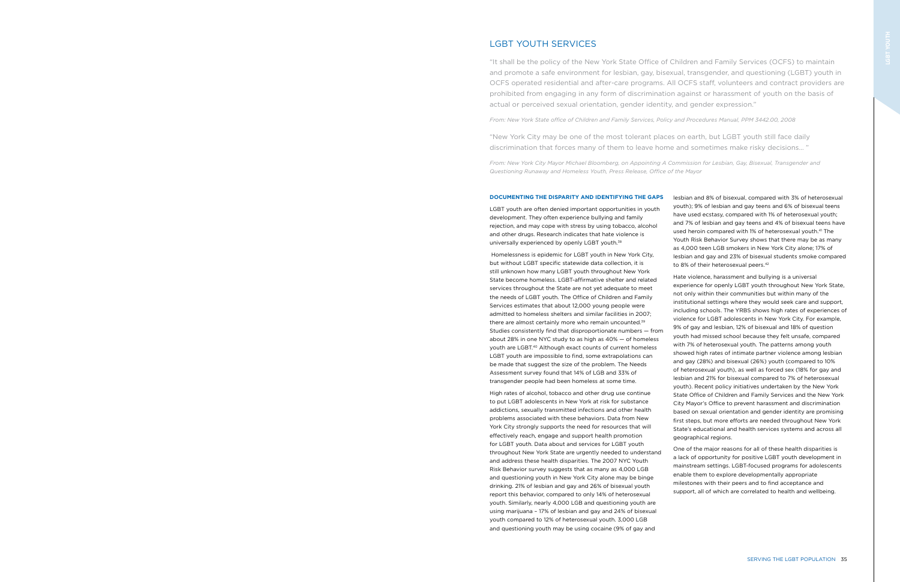## LGBT YOUTH SERVICES

"It shall be the policy of the New York State Office of Children and Family Services (OCFS) to maintain and promote a safe environment for lesbian, gay, bisexual, transgender, and questioning (LGBT) youth in OCFS operated residential and after-care programs. All OCFS staff, volunteers and contract providers are prohibited from engaging in any form of discrimination against or harassment of youth on the basis of actual or perceived sexual orientation, gender identity, and gender expression."

*From: New York State office of Children and Family Services, Policy and Procedures Manual, PPM 3442.00, 2008*

"New York City may be one of the most tolerant places on earth, but LGBT youth still face daily discrimination that forces many of them to leave home and sometimes make risky decisions... "

*From: New York City Mayor Michael Bloomberg, on Appointing A Commission for Lesbian, Gay, Bisexual, Transgender and Questioning Runaway and Homeless Youth, Press Release, Office of the Mayor*

### DOCUMENTING THE DISPARITY AND IDENTIFYING THE GAPS

LGBT youth are often denied important opportunities in youth development. They often experience bullying and family rejection, and may cope with stress by using tobacco, alcohol and other drugs. Research indicates that hate violence is universally experienced by openly LGBT youth.[38]

Homelessness is epidemic for LGBT youth in New York City, but without LGBT specific statewide data collection, it is still unknown how many LGBT youth throughout New York State become homeless. LGBT-affirmative shelter and related services throughout the State are not yet adequate to meet the needs of LGBT youth. The Office of Children and Family Services estimates that about 12,000 young people were admitted to homeless shelters and similar facilities in 2007; there are almost certainly more who remain uncounted.[39] Studies consistently find that disproportionate numbers — from about 28% in one NYC study to as high as 40% — of homeless youth are LGBT.[40] Although exact counts of current homeless LGBT youth are impossible to find, some extrapolations can be made that suggest the size of the problem. The Needs Assessment survey found that 14% of LGB and 33% of transgender people had been homeless at some time.

High rates of alcohol, tobacco and other drug use continue to put LGBT adolescents in New York at risk for substance addictions, sexually transmitted infections and other health problems associated with these behaviors. Data from New York City strongly supports the need for resources that will effectively reach, engage and support health promotion for LGBT youth. Data about and services for LGBT youth throughout New York State are urgently needed to understand and address these health disparities. The 2007 NYC Youth Risk Behavior survey suggests that as many as 4,000 LGB and questioning youth in New York City alone may be binge drinking. 21% of lesbian and gay and 26% of bisexual youth report this behavior, compared to only 14% of heterosexual youth. Similarly, nearly 4,000 LGB and questioning youth are using marijuana – 17% of lesbian and gay and 24% of bisexual youth compared to 12% of heterosexual youth. 3,000 LGB and questioning youth may be using cocaine (9% of gay and lesbian and 8% of bisexual, compared with 3% of heterosexual youth); 9% of lesbian and gay teens and 6% of bisexual teens have used ecstasy, compared with 1% of heterosexual youth; and 7% of lesbian and gay teens and 4% of bisexual teens have used heroin compared with 1% of heterosexual youth.[41] The Youth Risk Behavior Survey shows that there may be as many as 4,000 teen LGB smokers in New York City alone; 17% of lesbian and gay and 23% of bisexual students smoke compared to 8% of their heterosexual peers.[42]

Hate violence, harassment and bullying is a universal experience for openly LGBT youth throughout New York State, not only within their communities but within many of the institutional settings where they would seek care and support, including schools. The YRBS shows high rates of experiences of violence for LGBT adolescents in New York City. For example, 9% of gay and lesbian, 12% of bisexual and 18% of question youth had missed school because they felt unsafe, compared with 7% of heterosexual youth. The patterns among youth showed high rates of intimate partner violence among lesbian and gay (28%) and bisexual (26%) youth (compared to 10% of heterosexual youth), as well as forced sex (18% for gay and lesbian and 21% for bisexual compared to 7% of heterosexual youth). Recent policy initiatives undertaken by the New York State Office of Children and Family Services and the New York City Mayor's Office to prevent harassment and discrimination based on sexual orientation and gender identity are promising first steps, but more efforts are needed throughout New York State's educational and health services systems and across all geographical regions.

One of the major reasons for all of these health disparities is a lack of opportunity for positive LGBT youth development in mainstream settings. LGBT-focused programs for adolescents enable them to explore developmentally appropriate milestones with their peers and to find acceptance and support, all of which are correlated to health and wellbeing.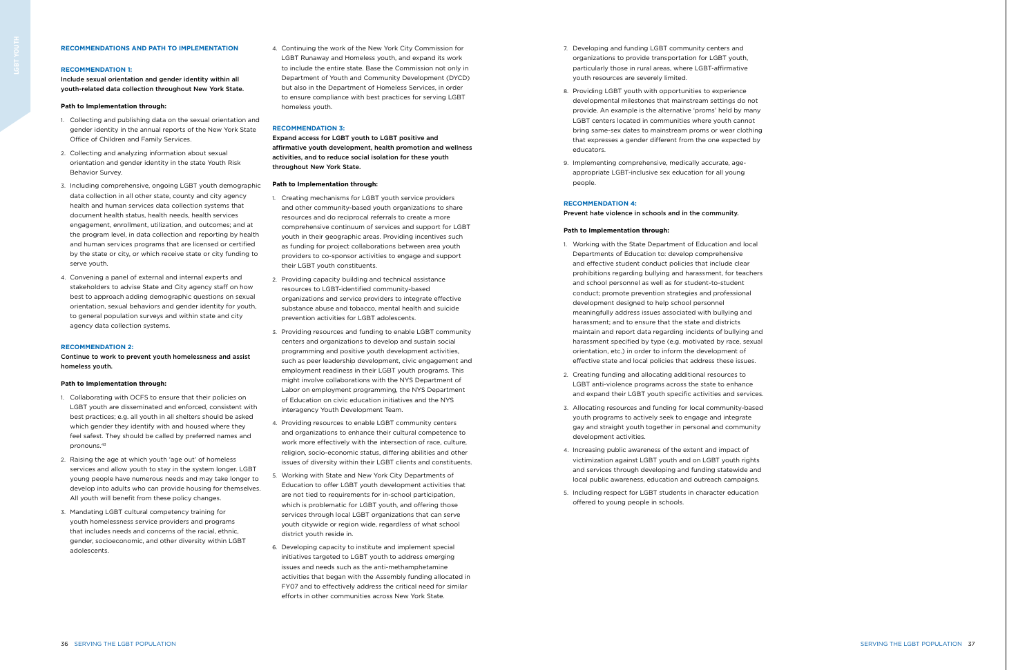## RECOMMENDATIONS AND PATH TO IMPLEMENTATION

### RECOMMENDATION 1:

**Include sexual orientation and gender identity within all youth-related data collection throughout New York State.**

**Path to Implementation through:**

1. Collecting and publishing data on the sexual orientation and gender identity in the annual reports of the New York State Office of Children and Family Services.
2. Collecting and analyzing information about sexual orientation and gender identity in the state Youth Risk Behavior Survey.
3. Including comprehensive, ongoing LGBT youth demographic data collection in all other state, county and city agency health and human services data collection systems that document health status, health needs, health services engagement, enrollment, utilization, and outcomes; and at the program level, in data collection and reporting by health and human services programs that are licensed or certified by the state or city, or which receive state or city funding to serve youth.
4. Convening a panel of external and internal experts and stakeholders to advise State and City agency staff on how best to approach adding demographic questions on sexual orientation, sexual behaviors and gender identity for youth, to general population surveys and within state and city agency data collection systems.

### RECOMMENDATION 2:

**Continue to work to prevent youth homelessness and assist homeless youth.**

**Path to Implementation through:**

1. Collaborating with OCFS to ensure that their policies on LGBT youth are disseminated and enforced, consistent with best practices; e.g. all youth in all shelters should be asked which gender they identify with and housed where they feel safest. They should be called by preferred names and pronouns.[43]
2. Raising the age at which youth 'age out' of homeless services and allow youth to stay in the system longer. LGBT young people have numerous needs and may take longer to develop into adults who can provide housing for themselves. All youth will benefit from these policy changes.
3. Mandating LGBT cultural competency training for youth homelessness service providers and programs that includes needs and concerns of the racial, ethnic, gender, socioeconomic, and other diversity within LGBT adolescents.
4. Continuing the work of the New York City Commission for LGBT Runaway and Homeless youth, and expand its work to include the entire state. Base the Commission not only in Department of Youth and Community Development (DYCD) but also in the Department of Homeless Services, in order to ensure compliance with best practices for serving LGBT homeless youth.

### RECOMMENDATION 3:

**Expand access for LGBT youth to LGBT positive and affirmative youth development, health promotion and wellness activities, and to reduce social isolation for these youth throughout New York State.**

**Path to Implementation through:**

1. Creating mechanisms for LGBT youth service providers and other community-based youth organizations to share resources and do reciprocal referrals to create a more comprehensive continuum of services and support for LGBT youth in their geographic areas. Providing incentives such as funding for project collaborations between area youth providers to co-sponsor activities to engage and support their LGBT youth constituents.
2. Providing capacity building and technical assistance resources to LGBT-identified community-based organizations and service providers to integrate effective substance abuse and tobacco, mental health and suicide prevention activities for LGBT adolescents.
3. Providing resources and funding to enable LGBT community centers and organizations to develop and sustain social programming and positive youth development activities, such as peer leadership development, civic engagement and employment readiness in their LGBT youth programs. This might involve collaborations with the NYS Department of Labor on employment programming, the NYS Department of Education on civic education initiatives and the NYS interagency Youth Development Team.
4. Providing resources to enable LGBT community centers and organizations to enhance their cultural competence to work more effectively with the intersection of race, culture, religion, socio-economic status, differing abilities and other issues of diversity within their LGBT clients and constituents.
5. Working with State and New York City Departments of Education to offer LGBT youth development activities that are not tied to requirements for in-school participation, which is problematic for LGBT youth, and offering those services through local LGBT organizations that can serve youth citywide or region wide, regardless of what school district youth reside in.
6. Developing capacity to institute and implement special initiatives targeted to LGBT youth to address emerging issues and needs such as the anti-methamphetamine activities that began with the Assembly funding allocated in FY07 and to effectively address the critical need for similar efforts in other communities across New York State.
7. Developing and funding LGBT community centers and organizations to provide transportation for LGBT youth, particularly those in rural areas, where LGBT-affirmative youth resources are severely limited.
8. Providing LGBT youth with opportunities to experience developmental milestones that mainstream settings do not provide. An example is the alternative 'proms' held by many LGBT centers located in communities where youth cannot bring same-sex dates to mainstream proms or wear clothing that expresses a gender different from the one expected by educators.
9. Implementing comprehensive, medically accurate, age-appropriate LGBT-inclusive sex education for all young people.

### RECOMMENDATION 4:

**Prevent hate violence in schools and in the community.**

**Path to Implementation through:**

1. Working with the State Department of Education and local Departments of Education to: develop comprehensive and effective student conduct policies that include clear prohibitions regarding bullying and harassment, for teachers and school personnel as well as for student-to-student conduct; promote prevention strategies and professional development designed to help school personnel meaningfully address issues associated with bullying and harassment; and to ensure that the state and districts maintain and report data regarding incidents of bullying and harassment specified by type (e.g. motivated by race, sexual orientation, etc.) in order to inform the development of effective state and local policies that address these issues.
2. Creating funding and allocating additional resources to LGBT anti-violence programs across the state to enhance and expand their LGBT youth specific activities and services.
3. Allocating resources and funding for local community-based youth programs to actively seek to engage and integrate gay and straight youth together in personal and community development activities.
4. Increasing public awareness of the extent and impact of victimization against LGBT youth and on LGBT youth rights and services through developing and funding statewide and local public awareness, education and outreach campaigns.
5. Including respect for LGBT students in character education offered to young people in schools.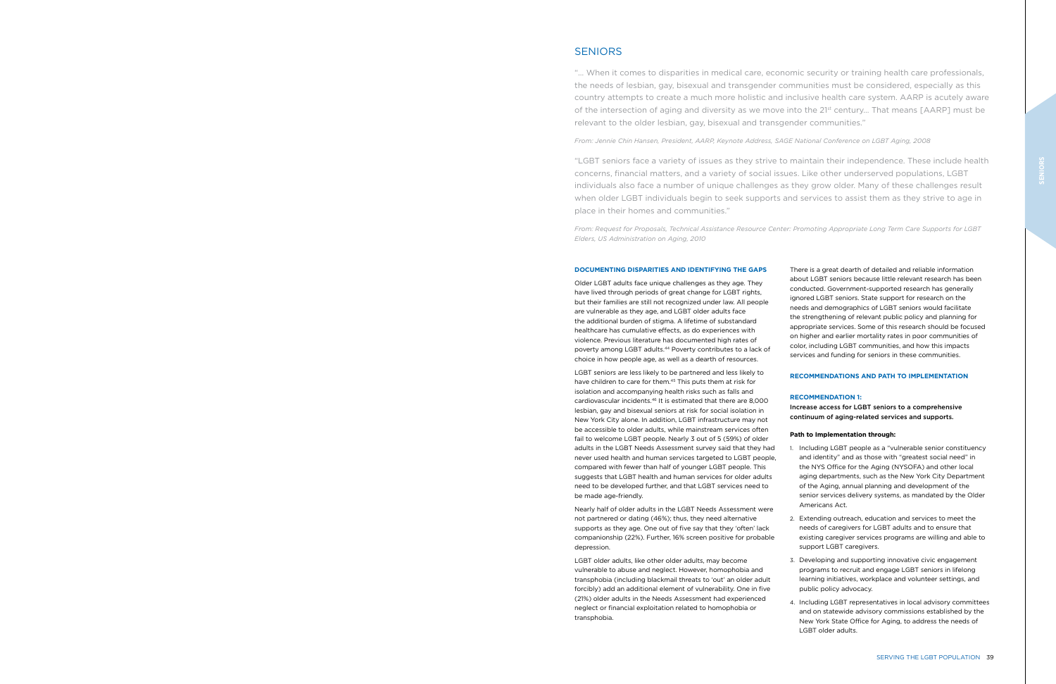## SENIORS

"… When it comes to disparities in medical care, economic security or training health care professionals, the needs of lesbian, gay, bisexual and transgender communities must be considered, especially as this country attempts to create a much more holistic and inclusive health care system. AARP is acutely aware of the intersection of aging and diversity as we move into the 21st century… That means [AARP] must be relevant to the older lesbian, gay, bisexual and transgender communities."

*From: Jennie Chin Hansen, President, AARP, Keynote Address, SAGE National Conference on LGBT Aging, 2008*

"LGBT seniors face a variety of issues as they strive to maintain their independence. These include health concerns, financial matters, and a variety of social issues. Like other underserved populations, LGBT individuals also face a number of unique challenges as they grow older. Many of these challenges result when older LGBT individuals begin to seek supports and services to assist them as they strive to age in place in their homes and communities."

*From: Request for Proposals, Technical Assistance Resource Center: Promoting Appropriate Long Term Care Supports for LGBT Elders, US Administration on Aging, 2010*

### DOCUMENTING DISPARITIES AND IDENTIFYING THE GAPS

Older LGBT adults face unique challenges as they age. They have lived through periods of great change for LGBT rights, but their families are still not recognized under law. All people are vulnerable as they age, and LGBT older adults face the additional burden of stigma. A lifetime of substandard healthcare has cumulative effects, as do experiences with violence. Previous literature has documented high rates of poverty among LGBT adults.[44] Poverty contributes to a lack of choice in how people age, as well as a dearth of resources.

LGBT seniors are less likely to be partnered and less likely to have children to care for them.[45] This puts them at risk for isolation and accompanying health risks such as falls and cardiovascular incidents.[46] It is estimated that there are 8,000 lesbian, gay and bisexual seniors at risk for social isolation in New York City alone. In addition, LGBT infrastructure may not be accessible to older adults, while mainstream services often fail to welcome LGBT people. Nearly 3 out of 5 (59%) of older adults in the LGBT Needs Assessment survey said that they had never used health and human services targeted to LGBT people, compared with fewer than half of younger LGBT people. This suggests that LGBT health and human services for older adults need to be developed further, and that LGBT services need to be made age-friendly.

Nearly half of older adults in the LGBT Needs Assessment were not partnered or dating (46%); thus, they need alternative supports as they age. One out of five say that they 'often' lack companionship (22%). Further, 16% screen positive for probable depression.

LGBT older adults, like other older adults, may become vulnerable to abuse and neglect. However, homophobia and transphobia (including blackmail threats to 'out' an older adult forcibly) add an additional element of vulnerability. One in five (21%) older adults in the Needs Assessment had experienced neglect or financial exploitation related to homophobia or transphobia.

There is a great dearth of detailed and reliable information about LGBT seniors because little relevant research has been conducted. Government-supported research has generally ignored LGBT seniors. State support for research on the needs and demographics of LGBT seniors would facilitate the strengthening of relevant public policy and planning for appropriate services. Some of this research should be focused on higher and earlier mortality rates in poor communities of color, including LGBT communities, and how this impacts services and funding for seniors in these communities.

### RECOMMENDATIONS AND PATH TO IMPLEMENTATION

#### RECOMMENDATION 1:

**Increase access for LGBT seniors to a comprehensive continuum of aging-related services and supports.**

**Path to Implementation through:**

1. Including LGBT people as a "vulnerable senior constituency and identity" and as those with "greatest social need" in the NYS Office for the Aging (NYSOFA) and other local aging departments, such as the New York City Department of the Aging, annual planning and development of the senior services delivery systems, as mandated by the Older Americans Act.
2. Extending outreach, education and services to meet the needs of caregivers for LGBT adults and to ensure that existing caregiver services programs are willing and able to support LGBT caregivers.
3. Developing and supporting innovative civic engagement programs to recruit and engage LGBT seniors in lifelong learning initiatives, workplace and volunteer settings, and public policy advocacy.
4. Including LGBT representatives in local advisory committees and on statewide advisory commissions established by the New York State Office for Aging, to address the needs of LGBT older adults.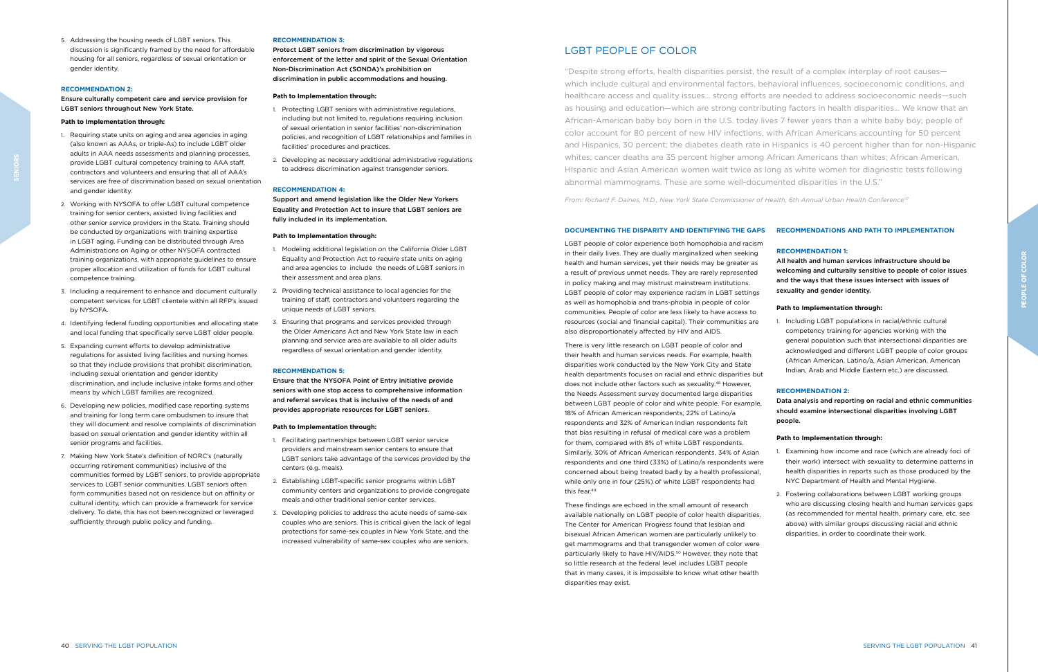5. Addressing the housing needs of LGBT seniors. This discussion is significantly framed by the need for affordable housing for all seniors, regardless of sexual orientation or gender identity.

**RECOMMENDATION 2:**

**Ensure culturally competent care and service provision for LGBT seniors throughout New York State.**

**Path to Implementation through:**

1. Requiring state units on aging and area agencies in aging (also known as AAAs, or triple-As) to include LGBT older adults in AAA needs assessments and planning processes, provide LGBT cultural competency training to AAA staff, contractors and volunteers and ensuring that all of AAA's services are free of discrimination based on sexual orientation and gender identity.
2. Working with NYSOFA to offer LGBT cultural competence training for senior centers, assisted living facilities and other senior service providers in the State. Training should be conducted by organizations with training expertise in LGBT aging. Funding can be distributed through Area Administrations on Aging or other NYSOFA contracted training organizations, with appropriate guidelines to ensure proper allocation and utilization of funds for LGBT cultural competence training.
3. Including a requirement to enhance and document culturally competent services for LGBT clientele within all RFP's issued by NYSOFA.
4. Identifying federal funding opportunities and allocating state and local funding that specifically serve LGBT older people.
5. Expanding current efforts to develop administrative regulations for assisted living facilities and nursing homes so that they include provisions that prohibit discrimination, including sexual orientation and gender identity discrimination, and include inclusive intake forms and other means by which LGBT families are recognized.
6. Developing new policies, modified case reporting systems and training for long term care ombudsmen to insure that they will document and resolve complaints of discrimination based on sexual orientation and gender identity within all senior programs and facilities.
7. Making New York State's definition of NORC's (naturally occurring retirement communities) inclusive of the communities formed by LGBT seniors, to provide appropriate services to LGBT senior communities. LGBT seniors often form communities based not on residence but on affinity or cultural identity, which can provide a framework for service delivery. To date, this has not been recognized or leveraged sufficiently through public policy and funding.

**RECOMMENDATION 3:**

**Protect LGBT seniors from discrimination by vigorous enforcement of the letter and spirit of the Sexual Orientation Non-Discrimination Act (SONDA)'s prohibition on discrimination in public accommodations and housing.**

**Path to Implementation through:**

1. Protecting LGBT seniors with administrative regulations, including but not limited to, regulations requiring inclusion of sexual orientation in senior facilities' non-discrimination policies, and recognition of LGBT relationships and families in facilities' procedures and practices.
2. Developing as necessary additional administrative regulations to address discrimination against transgender seniors.

**RECOMMENDATION 4:**

**Support and amend legislation like the Older New Yorkers Equality and Protection Act to insure that LGBT seniors are fully included in its implementation.**

**Path to Implementation through:**

1. Modeling additional legislation on the California Older LGBT Equality and Protection Act to require state units on aging and area agencies to include the needs of LGBT seniors in their assessment and area plans.
2. Providing technical assistance to local agencies for the training of staff, contractors and volunteers regarding the unique needs of LGBT seniors.
3. Ensuring that programs and services provided through the Older Americans Act and New York State law in each planning and service area are available to all older adults regardless of sexual orientation and gender identity.

**RECOMMENDATION 5:**

**Ensure that the NYSOFA Point of Entry initiative provide seniors with one stop access to comprehensive information and referral services that is inclusive of the needs of and provides appropriate resources for LGBT seniors.**

**Path to Implementation through:**

1. Facilitating partnerships between LGBT senior service providers and mainstream senior centers to ensure that LGBT seniors take advantage of the services provided by the centers (e.g. meals).
2. Establishing LGBT-specific senior programs within LGBT community centers and organizations to provide congregate meals and other traditional senior center services.
3. Developing policies to address the acute needs of same-sex couples who are seniors. This is critical given the lack of legal protections for same-sex couples in New York State, and the increased vulnerability of same-sex couples who are seniors.

# LGBT PEOPLE OF COLOR

"Despite strong efforts, health disparities persist, the result of a complex interplay of root causes—which include cultural and environmental factors, behavioral influences, socioeconomic conditions, and healthcare access and quality issues... strong efforts are needed to address socioeconomic needs—such as housing and education—which are strong contributing factors in health disparities... We know that an African-American baby boy born in the U.S. today lives 7 fewer years than a white baby boy; people of color account for 80 percent of new HIV infections, with African Americans accounting for 50 percent and Hispanics, 30 percent; the diabetes death rate in Hispanics is 40 percent higher than for non-Hispanic whites; cancer deaths are 35 percent higher among African Americans than whites; African American, Hispanic and Asian American women wait twice as long as white women for diagnostic tests following abnormal mammograms. These are some well-documented disparities in the U.S."

*From: Richard F. Daines, M.D., New York State Commissioner of Health, 6th Annual Urban Health Conference[47]*

## DOCUMENTING THE DISPARITY AND IDENTIFYING THE GAPS

LGBT people of color experience both homophobia and racism in their daily lives. They are dually marginalized when seeking health and human services, yet their needs may be greater as a result of previous unmet needs. They are rarely represented in policy making and may mistrust mainstream institutions. LGBT people of color may experience racism in LGBT settings as well as homophobia and trans-phobia in people of color communities. People of color are less likely to have access to resources (social and financial capital). Their communities are also disproportionately affected by HIV and AIDS.

There is very little research on LGBT people of color and their health and human services needs. For example, health disparities work conducted by the New York City and State health departments focuses on racial and ethnic disparities but does not include other factors such as sexuality.[48] However, the Needs Assessment survey documented large disparities between LGBT people of color and white people. For example, 18% of African American respondents, 22% of Latino/a respondents and 32% of American Indian respondents felt that bias resulting in refusal of medical care was a problem for them, compared with 8% of white LGBT respondents. Similarly, 30% of African American respondents, 34% of Asian respondents and one third (33%) of Latino/a respondents were concerned about being treated badly by a health professional, while only one in four (25%) of white LGBT respondents had this fear.[49]

These findings are echoed in the small amount of research available nationally on LGBT people of color health disparities. The Center for American Progress found that lesbian and bisexual African American women are particularly unlikely to get mammograms and that transgender women of color were particularly likely to have HIV/AIDS.[50] However, they note that so little research at the federal level includes LGBT people that in many cases, it is impossible to know what other health disparities may exist.

## RECOMMENDATIONS AND PATH TO IMPLEMENTATION

**RECOMMENDATION 1:**

**All health and human services infrastructure should be welcoming and culturally sensitive to people of color issues and the ways that these issues intersect with issues of sexuality and gender identity.**

**Path to Implementation through:**

1. Including LGBT populations in racial/ethnic cultural competency training for agencies working with the general population such that intersectional disparities are acknowledged and different LGBT people of color groups (African American, Latino/a, Asian American, American Indian, Arab and Middle Eastern etc.) are discussed.

**RECOMMENDATION 2:**

**Data analysis and reporting on racial and ethnic communities should examine intersectional disparities involving LGBT people.**

**Path to Implementation through:**

1. Examining how income and race (which are already foci of their work) intersect with sexuality to determine patterns in health disparities in reports such as those produced by the NYC Department of Health and Mental Hygiene.
2. Fostering collaborations between LGBT working groups who are discussing closing health and human services gaps (as recommended for mental health, primary care, etc. see above) with similar groups discussing racial and ethnic disparities, in order to coordinate their work.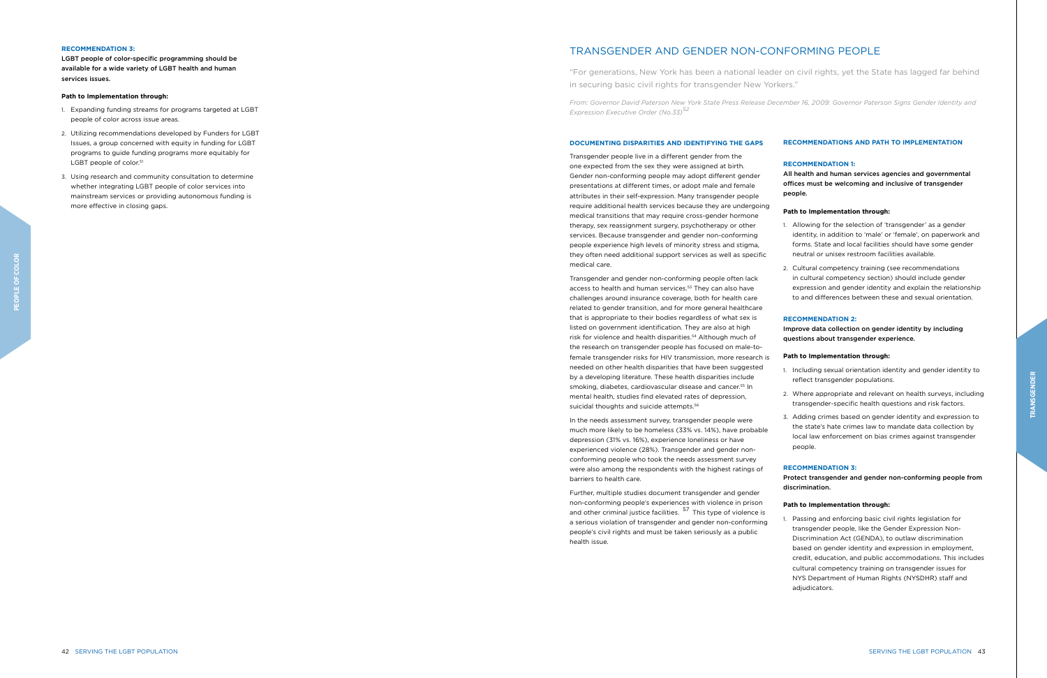**RECOMMENDATION 3:**

**LGBT people of color-specific programming should be available for a wide variety of LGBT health and human services issues.**

**Path to Implementation through:**

1. Expanding funding streams for programs targeted at LGBT people of color across issue areas.
2. Utilizing recommendations developed by Funders for LGBT Issues, a group concerned with equity in funding for LGBT programs to guide funding programs more equitably for LGBT people of color.[51]
3. Using research and community consultation to determine whether integrating LGBT people of color services into mainstream services or providing autonomous funding is more effective in closing gaps.

# TRANSGENDER AND GENDER NON-CONFORMING PEOPLE

"For generations, New York has been a national leader on civil rights, yet the State has lagged far behind in securing basic civil rights for transgender New Yorkers."

*From: Governor David Paterson New York State Press Release December 16, 2009: Governor Paterson Signs Gender Identity and Expression Executive Order (No.33)*[52]

## DOCUMENTING DISPARITIES AND IDENTIFYING THE GAPS

Transgender people live in a different gender from the one expected from the sex they were assigned at birth. Gender non-conforming people may adopt different gender presentations at different times, or adopt male and female attributes in their self-expression. Many transgender people require additional health services because they are undergoing medical transitions that may require cross-gender hormone therapy, sex reassignment surgery, psychotherapy or other services. Because transgender and gender non-conforming people experience high levels of minority stress and stigma, they often need additional support services as well as specific medical care.

Transgender and gender non-conforming people often lack access to health and human services.[53] They can also have challenges around insurance coverage, both for health care related to gender transition, and for more general healthcare that is appropriate to their bodies regardless of what sex is listed on government identification. They are also at high risk for violence and health disparities.[54] Although much of the research on transgender people has focused on male-to-female transgender risks for HIV transmission, more research is needed on other health disparities that have been suggested by a developing literature. These health disparities include smoking, diabetes, cardiovascular disease and cancer.[55] In mental health, studies find elevated rates of depression, suicidal thoughts and suicide attempts.[56]

In the needs assessment survey, transgender people were much more likely to be homeless (33% vs. 14%), have probable depression (31% vs. 16%), experience loneliness or have experienced violence (28%). Transgender and gender non-conforming people who took the needs assessment survey were also among the respondents with the highest ratings of barriers to health care.

Further, multiple studies document transgender and gender non-conforming people's experiences with violence in prison and other criminal justice facilities. [57] This type of violence is a serious violation of transgender and gender non-conforming people's civil rights and must be taken seriously as a public health issue.

## RECOMMENDATIONS AND PATH TO IMPLEMENTATION

**RECOMMENDATION 1:**

**All health and human services agencies and governmental offices must be welcoming and inclusive of transgender people.**

**Path to Implementation through:**

1. Allowing for the selection of 'transgender' as a gender identity, in addition to 'male' or 'female', on paperwork and forms. State and local facilities should have some gender neutral or unisex restroom facilities available.
2. Cultural competency training (see recommendations in cultural competency section) should include gender expression and gender identity and explain the relationship to and differences between these and sexual orientation.

**RECOMMENDATION 2:**

**Improve data collection on gender identity by including questions about transgender experience.**

**Path to Implementation through:**

1. Including sexual orientation identity and gender identity to reflect transgender populations.
2. Where appropriate and relevant on health surveys, including transgender-specific health questions and risk factors.
3. Adding crimes based on gender identity and expression to the state's hate crimes law to mandate data collection by local law enforcement on bias crimes against transgender people.

**RECOMMENDATION 3:**

**Protect transgender and gender non-conforming people from discrimination.**

**Path to Implementation through:**

1. Passing and enforcing basic civil rights legislation for transgender people, like the Gender Expression Non-Discrimination Act (GENDA), to outlaw discrimination based on gender identity and expression in employment, credit, education, and public accommodations. This includes cultural competency training on transgender issues for NYS Department of Human Rights (NYSDHR) staff and adjudicators.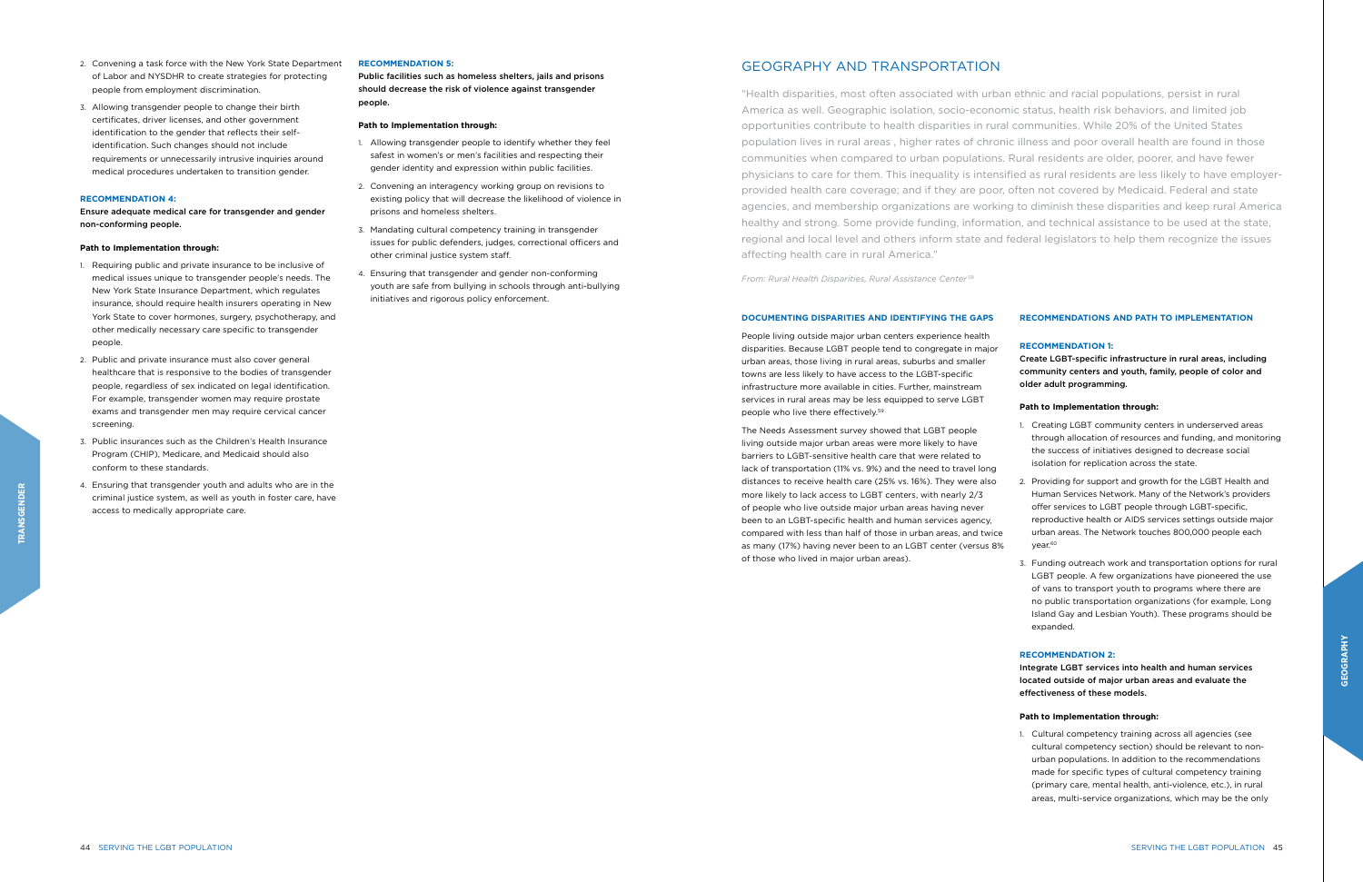2. Convening a task force with the New York State Department of Labor and NYSDHR to create strategies for protecting people from employment discrimination.
3. Allowing transgender people to change their birth certificates, driver licenses, and other government identification to the gender that reflects their self-identification. Such changes should not include requirements or unnecessarily intrusive inquiries around medical procedures undertaken to transition gender.

**RECOMMENDATION 4:**

**Ensure adequate medical care for transgender and gender non-conforming people.**

**Path to Implementation through:**

1. Requiring public and private insurance to be inclusive of medical issues unique to transgender people's needs. The New York State Insurance Department, which regulates insurance, should require health insurers operating in New York State to cover hormones, surgery, psychotherapy, and other medically necessary care specific to transgender people.
2. Public and private insurance must also cover general healthcare that is responsive to the bodies of transgender people, regardless of sex indicated on legal identification. For example, transgender women may require prostate exams and transgender men may require cervical cancer screening.
3. Public insurances such as the Children's Health Insurance Program (CHIP), Medicare, and Medicaid should also conform to these standards.
4. Ensuring that transgender youth and adults who are in the criminal justice system, as well as youth in foster care, have access to medically appropriate care.

**RECOMMENDATION 5:**

**Public facilities such as homeless shelters, jails and prisons should decrease the risk of violence against transgender people.**

**Path to Implementation through:**

1. Allowing transgender people to identify whether they feel safest in women's or men's facilities and respecting their gender identity and expression within public facilities.
2. Convening an interagency working group on revisions to existing policy that will decrease the likelihood of violence in prisons and homeless shelters.
3. Mandating cultural competency training in transgender issues for public defenders, judges, correctional officers and other criminal justice system staff.
4. Ensuring that transgender and gender non-conforming youth are safe from bullying in schools through anti-bullying initiatives and rigorous policy enforcement.

# GEOGRAPHY AND TRANSPORTATION

"Health disparities, most often associated with urban ethnic and racial populations, persist in rural America as well. Geographic isolation, socio-economic status, health risk behaviors, and limited job opportunities contribute to health disparities in rural communities. While 20% of the United States population lives in rural areas , higher rates of chronic illness and poor overall health are found in those communities when compared to urban populations. Rural residents are older, poorer, and have fewer physicians to care for them. This inequality is intensified as rural residents are less likely to have employer-provided health care coverage; and if they are poor, often not covered by Medicaid. Federal and state agencies, and membership organizations are working to diminish these disparities and keep rural America healthy and strong. Some provide funding, information, and technical assistance to be used at the state, regional and local level and others inform state and federal legislators to help them recognize the issues affecting health care in rural America."

*From: Rural Health Disparities, Rural Assistance Center*[58]

## DOCUMENTING DISPARITIES AND IDENTIFYING THE GAPS

People living outside major urban centers experience health disparities. Because LGBT people tend to congregate in major urban areas, those living in rural areas, suburbs and smaller towns are less likely to have access to the LGBT-specific infrastructure more available in cities. Further, mainstream services in rural areas may be less equipped to serve LGBT people who live there effectively.[59]

The Needs Assessment survey showed that LGBT people living outside major urban areas were more likely to have barriers to LGBT-sensitive health care that were related to lack of transportation (11% vs. 9%) and the need to travel long distances to receive health care (25% vs. 16%). They were also more likely to lack access to LGBT centers, with nearly 2/3 of people who live outside major urban areas having never been to an LGBT-specific health and human services agency, compared with less than half of those in urban areas, and twice as many (17%) having never been to an LGBT center (versus 8% of those who lived in major urban areas).

## RECOMMENDATIONS AND PATH TO IMPLEMENTATION

**RECOMMENDATION 1:**

**Create LGBT-specific infrastructure in rural areas, including community centers and youth, family, people of color and older adult programming.**

**Path to Implementation through:**

1. Creating LGBT community centers in underserved areas through allocation of resources and funding, and monitoring the success of initiatives designed to decrease social isolation for replication across the state.
2. Providing for support and growth for the LGBT Health and Human Services Network. Many of the Network's providers offer services to LGBT people through LGBT-specific, reproductive health or AIDS services settings outside major urban areas. The Network touches 800,000 people each year.[60]
3. Funding outreach work and transportation options for rural LGBT people. A few organizations have pioneered the use of vans to transport youth to programs where there are no public transportation organizations (for example, Long Island Gay and Lesbian Youth). These programs should be expanded.

**RECOMMENDATION 2:**

**Integrate LGBT services into health and human services located outside of major urban areas and evaluate the effectiveness of these models.**

**Path to Implementation through:**

1. Cultural competency training across all agencies (see cultural competency section) should be relevant to non-urban populations. In addition to the recommendations made for specific types of cultural competency training (primary care, mental health, anti-violence, etc.), in rural areas, multi-service organizations, which may be the only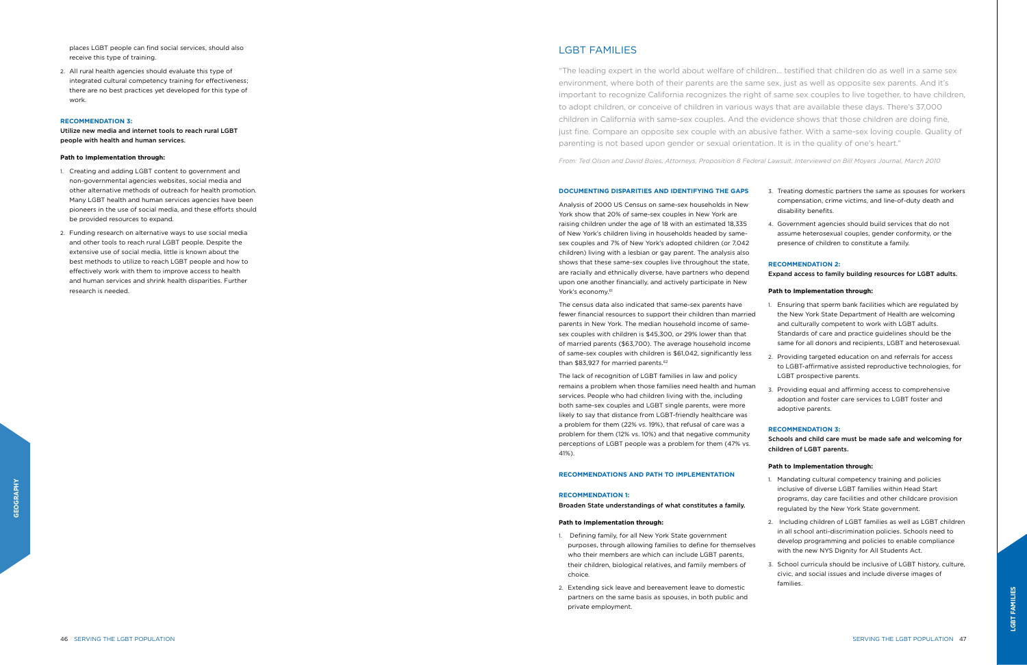places LGBT people can find social services, should also receive this type of training.

2. All rural health agencies should evaluate this type of integrated cultural competency training for effectiveness; there are no best practices yet developed for this type of work.

**RECOMMENDATION 3:**

**Utilize new media and internet tools to reach rural LGBT people with health and human services.**

**Path to Implementation through:**

1. Creating and adding LGBT content to government and non-governmental agencies websites, social media and other alternative methods of outreach for health promotion. Many LGBT health and human services agencies have been pioneers in the use of social media, and these efforts should be provided resources to expand.

2. Funding research on alternative ways to use social media and other tools to reach rural LGBT people. Despite the extensive use of social media, little is known about the best methods to utilize to reach LGBT people and how to effectively work with them to improve access to health and human services and shrink health disparities. Further research is needed.

# LGBT FAMILIES

"The leading expert in the world about welfare of children... testified that children do as well in a same sex environment, where both of their parents are the same sex, just as well as opposite sex parents. And it's important to recognize California recognizes the right of same sex couples to live together, to have children, to adopt children, or conceive of children in various ways that are available these days. There's 37,000 children in California with same-sex couples. And the evidence shows that those children are doing fine, just fine. Compare an opposite sex couple with an abusive father. With a same-sex loving couple. Quality of parenting is not based upon gender or sexual orientation. It is in the quality of one's heart."

*From: Ted Olson and David Boies, Attorneys, Proposition 8 Federal Lawsuit, Interviewed on Bill Moyers Journal, March 2010*

## DOCUMENTING DISPARITIES AND IDENTIFYING THE GAPS

Analysis of 2000 US Census on same-sex households in New York show that 20% of same-sex couples in New York are raising children under the age of 18 with an estimated 18,335 of New York's children living in households headed by same-sex couples and 7% of New York's adopted children (or 7,042 children) living with a lesbian or gay parent. The analysis also shows that these same-sex couples live throughout the state, are racially and ethnically diverse, have partners who depend upon one another financially, and actively participate in New York's economy.[61]

The census data also indicated that same-sex parents have fewer financial resources to support their children than married parents in New York. The median household income of same-sex couples with children is $45,300, or 29% lower than that of married parents ($63,700). The average household income of same-sex couples with children is $61,042, significantly less than $83,927 for married parents.[62]

The lack of recognition of LGBT families in law and policy remains a problem when those families need health and human services. People who had children living with the, including both same-sex couples and LGBT single parents, were more likely to say that distance from LGBT-friendly healthcare was a problem for them (22% vs. 19%), that refusal of care was a problem for them (12% vs. 10%) and that negative community perceptions of LGBT people was a problem for them (47% vs. 41%).

## RECOMMENDATIONS AND PATH TO IMPLEMENTATION

**RECOMMENDATION 1:**

**Broaden State understandings of what constitutes a family.**

**Path to Implementation through:**

1. Defining family, for all New York State government purposes, through allowing families to define for themselves who their members are which can include LGBT parents, their children, biological relatives, and family members of choice.

2. Extending sick leave and bereavement leave to domestic partners on the same basis as spouses, in both public and private employment.

3. Treating domestic partners the same as spouses for workers compensation, crime victims, and line-of-duty death and disability benefits.

4. Government agencies should build services that do not assume heterosexual couples, gender conformity, or the presence of children to constitute a family.

**RECOMMENDATION 2:**

**Expand access to family building resources for LGBT adults.**

**Path to Implementation through:**

1. Ensuring that sperm bank facilities which are regulated by the New York State Department of Health are welcoming and culturally competent to work with LGBT adults. Standards of care and practice guidelines should be the same for all donors and recipients, LGBT and heterosexual.

2. Providing targeted education on and referrals for access to LGBT-affirmative assisted reproductive technologies, for LGBT prospective parents.

3. Providing equal and affirming access to comprehensive adoption and foster care services to LGBT foster and adoptive parents.

**RECOMMENDATION 3:**

**Schools and child care must be made safe and welcoming for children of LGBT parents.**

**Path to Implementation through:**

1. Mandating cultural competency training and policies inclusive of diverse LGBT families within Head Start programs, day care facilities and other childcare provision regulated by the New York State government.

2. Including children of LGBT families as well as LGBT children in all school anti-discrimination policies. Schools need to develop programming and policies to enable compliance with the new NYS Dignity for All Students Act.

3. School curricula should be inclusive of LGBT history, culture, civic, and social issues and include diverse images of families.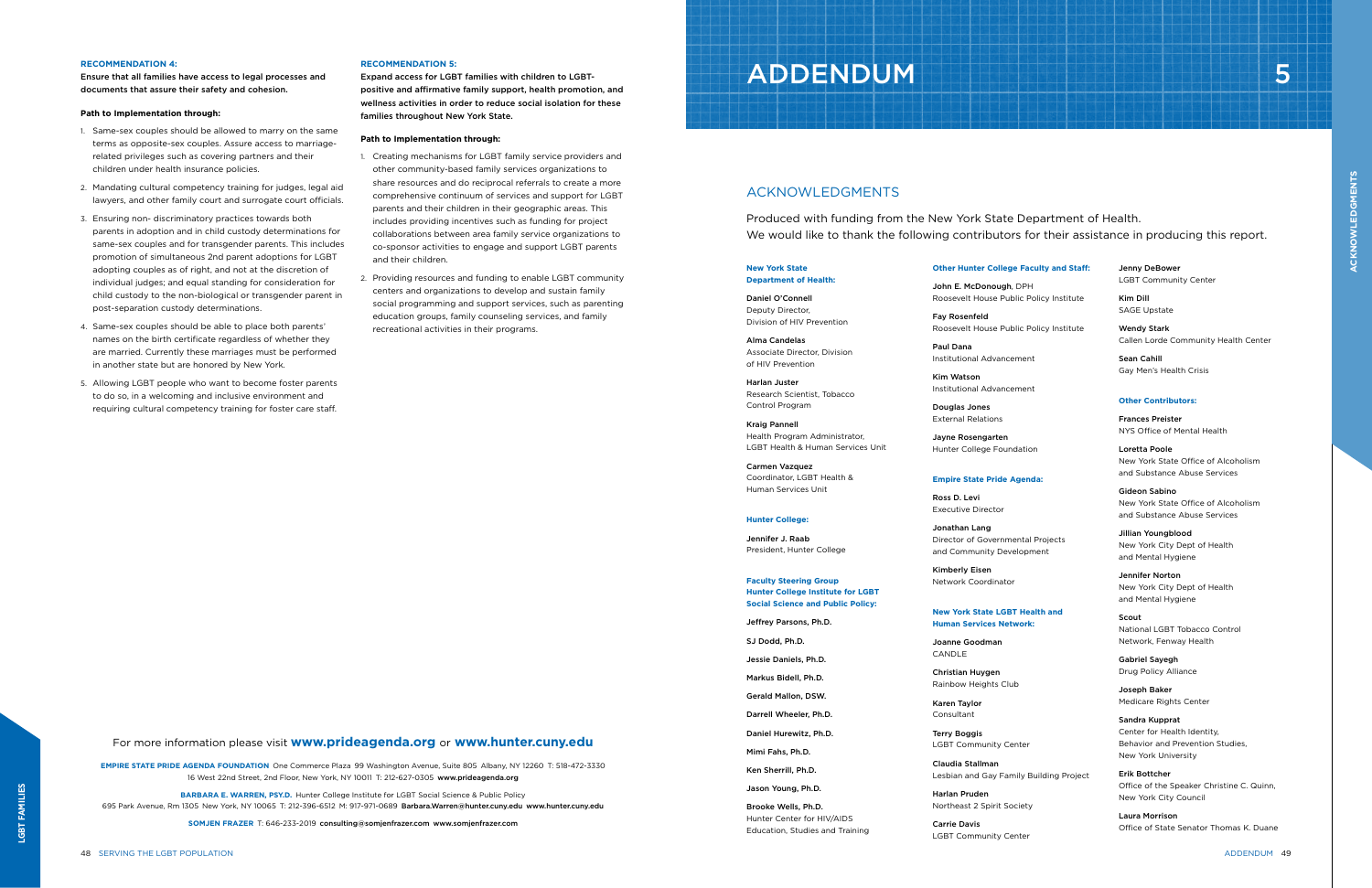**RECOMMENDATION 4:**

**Ensure that all families have access to legal processes and documents that assure their safety and cohesion.**

**Path to Implementation through:**

1. Same-sex couples should be allowed to marry on the same terms as opposite-sex couples. Assure access to marriage-related privileges such as covering partners and their children under health insurance policies.
2. Mandating cultural competency training for judges, legal aid lawyers, and other family court and surrogate court officials.
3. Ensuring non- discriminatory practices towards both parents in adoption and in child custody determinations for same-sex couples and for transgender parents. This includes promotion of simultaneous 2nd parent adoptions for LGBT adopting couples as of right, and not at the discretion of individual judges; and equal standing for consideration for child custody to the non-biological or transgender parent in post-separation custody determinations.
4. Same-sex couples should be able to place both parents' names on the birth certificate regardless of whether they are married. Currently these marriages must be performed in another state but are honored by New York.
5. Allowing LGBT people who want to become foster parents to do so, in a welcoming and inclusive environment and requiring cultural competency training for foster care staff.

**RECOMMENDATION 5:**

**Expand access for LGBT families with children to LGBT-positive and affirmative family support, health promotion, and wellness activities in order to reduce social isolation for these families throughout New York State.**

**Path to Implementation through:**

1. Creating mechanisms for LGBT family service providers and other community-based family services organizations to share resources and do reciprocal referrals to create a more comprehensive continuum of services and support for LGBT parents and their children in their geographic areas. This includes providing incentives such as funding for project collaborations between area family service organizations to co-sponsor activities to engage and support LGBT parents and their children.
2. Providing resources and funding to enable LGBT community centers and organizations to develop and sustain family social programming and support services, such as parenting education groups, family counseling services, and family recreational activities in their programs.

For more information please visit **www.prideagenda.org** or **www.hunter.cuny.edu**

**EMPIRE STATE PRIDE AGENDA FOUNDATION** One Commerce Plaza 99 Washington Avenue, Suite 805 Albany, NY 12260 T: 518-472-3330
16 West 22nd Street, 2nd Floor, New York, NY 10011 T: 212-627-0305 **www.prideagenda.org**

**BARBARA E. WARREN, PSY.D.** Hunter College Institute for LGBT Social Science & Public Policy
695 Park Avenue, Rm 1305 New York, NY 10065 T: 212-396-6512 M: 917-971-0689 **Barbara.Warren@hunter.cuny.edu www.hunter.cuny.edu**

**SOMJEN FRAZER** T: 646-233-2019 **consulting@somjenfrazer.com www.somjenfrazer.com**

# ADDENDUM 5

## ACKNOWLEDGMENTS

Produced with funding from the New York State Department of Health.
We would like to thank the following contributors for their assistance in producing this report.

**New York State Department of Health:**

Daniel O'Connell
Deputy Director, Division of HIV Prevention

Alma Candelas
Associate Director, Division of HIV Prevention

Harlan Juster
Research Scientist, Tobacco Control Program

Kraig Pannell
Health Program Administrator, LGBT Health & Human Services Unit

Carmen Vazquez
Coordinator, LGBT Health & Human Services Unit

**Hunter College:**

Jennifer J. Raab
President, Hunter College

**Faculty Steering Group Hunter College Institute for LGBT Social Science and Public Policy:**

Jeffrey Parsons, Ph.D.

SJ Dodd, Ph.D.

Jessie Daniels, Ph.D.

Markus Bidell, Ph.D.

Gerald Mallon, DSW.

Darrell Wheeler, Ph.D.

Daniel Hurewitz, Ph.D.

Mimi Fahs, Ph.D.

Ken Sherrill, Ph.D.

Jason Young, Ph.D.

Brooke Wells, Ph.D.
Hunter Center for HIV/AIDS Education, Studies and Training

**Other Hunter College Faculty and Staff:**

John E. McDonough, DPH
Roosevelt House Public Policy Institute

Fay Rosenfeld
Roosevelt House Public Policy Institute

Paul Dana
Institutional Advancement

Kim Watson
Institutional Advancement

Douglas Jones
External Relations

Jayne Rosengarten
Hunter College Foundation

**Empire State Pride Agenda:**

Ross D. Levi
Executive Director

Jonathan Lang
Director of Governmental Projects and Community Development

Kimberly Eisen
Network Coordinator

**New York State LGBT Health and Human Services Network:**

Joanne Goodman
CANDLE

Christian Huygen
Rainbow Heights Club

Karen Taylor
Consultant

Terry Boggis
LGBT Community Center

Claudia Stallman
Lesbian and Gay Family Building Project

Harlan Pruden
Northeast 2 Spirit Society

Carrie Davis
LGBT Community Center

Jenny DeBower
LGBT Community Center

Kim Dill
SAGE Upstate

Wendy Stark
Callen Lorde Community Health Center

Sean Cahill
Gay Men's Health Crisis

**Other Contributors:**

Frances Preister
NYS Office of Mental Health

Loretta Poole
New York State Office of Alcoholism and Substance Abuse Services

Gideon Sabino
New York State Office of Alcoholism and Substance Abuse Services

Jillian Youngblood
New York City Dept of Health and Mental Hygiene

Jennifer Norton
New York City Dept of Health and Mental Hygiene

Scout
National LGBT Tobacco Control Network, Fenway Health

Gabriel Sayegh
Drug Policy Alliance

Joseph Baker
Medicare Rights Center

Sandra Kupprat
Center for Health Identity, Behavior and Prevention Studies, New York University

Erik Bottcher
Office of the Speaker Christine C. Quinn, New York City Council

Laura Morrison
Office of State Senator Thomas K. Duane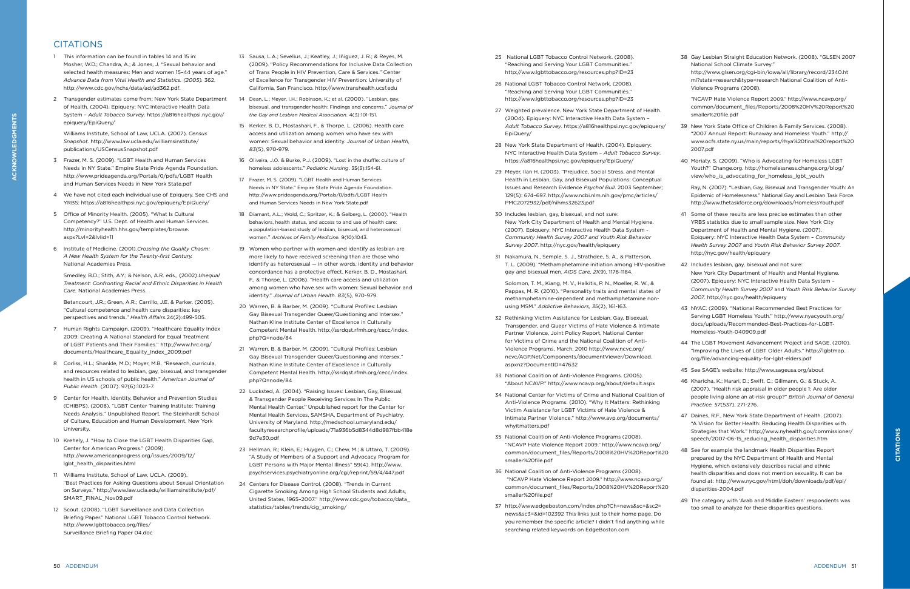## CITATIONS

1. This information can be found in tables 14 and 15 in: Mosher, W.D.; Chandra, A.; & Jones, J. "Sexual behavior and selected health measures: Men and women 15–44 years of age." *Advance Data from Vital Health and Statistics. (2005).* 362. http://www.cdc.gov/nchs/data/ad/ad362.pdf.

2. Transgender estimates come from: New York State Department of Health. (2004). Epiquery: NYC Interactive Health Data System – *Adult Tobacco Survey*. https://a816healthpsi.nyc.gov/epiquery/EpiQuery/

   Williams Institute, School of Law, UCLA. (2007). *Census Snapshot.* http://www.law.ucla.edu/williamsinstitute/publications/USCensusSnapshot.pdf

3. Frazer, M. S. (2009). "LGBT Health and Human Services Needs in NY State." Empire State Pride Agenda Foundation. http://www.prideagenda.org/Portals/0/pdfs/LGBT Health and Human Services Needs in New York State.pdf

4. We have not cited each individual use of Epiquery. See CHS and YRBS: https://a816healthpsi.nyc.gov/epiquery/EpiQuery/

5. Office of Minority Health. (2005). "What Is Cultural Competency?" U.S. Dept. of Health and Human Services. http://minorityhealth.hhs.gov/templates/browse.aspx?Lvl=2&lvlid=11

6. Institute of Medicine. (2001).*Crossing the Quality Chasm: A New Health System for the Twenty-first Century.* National Academies Press.

   Smedley, B.D.; Stith, A.Y.; & Nelson, A.R. eds., (2002).*Unequal Treatment: Confronting Racial and Ethnic Disparities in Health Care.* National Academies Press.

   Betancourt, J.R.; Green, A.R.; Carrillo, J.E. & Parker. (2005). "Cultural competence and health care disparities: key perspectives and trends." *Health Affairs.*24(2):499-505.

7. Human Rights Campaign. (2009). "Healthcare Equality Index 2009: Creating A National Standard for Equal Treatment of LGBT Patients and Their Families." http://www.hrc.org/documents/Healthcare_Equality_Index_2009.pdf

8. Corliss, H.L.; Shankle, M.D.; Moyer, M.B. "Research, curricula, and resources related to lesbian, gay, bisexual, and transgender health in US schools of public health." *American Journal of Public Health.* (2007). 97(6):1023-7.

9. Center for Health, Identity, Behavior and Prevention Studies (CHIBPS). (2008). "LGBT Center Training Institute: Training Needs Analysis." Unpublished Report, The Steinhardt School of Culture, Education and Human Development, New York University.

10. Krehely, J. "How to Close the LGBT Health Disparities Gap, Center for American Progress." (2009). http://www.americanprogress.org/issues/2009/12/lgbt_health_disparities.html

11. Williams Institute, School of Law, UCLA. (2009). "Best Practices for Asking Questions about Sexual Orientation on Surveys." http://www.law.ucla.edu/williamsinstitute/pdf/SMART_FINAL_Nov09.pdf

12. Scout. (2008). "LGBT Surveillance and Data Collection Briefing Paper." National LGBT Tobacco Control Network. http://www.lgbttobacco.org/files/Surveillance Briefing Paper 04.doc

13. Sausa, L.A.; Sevelius, J.; Keatley, J.; Iñiguez, J. R.; & Reyes, M. (2009). "Policy Recommendations for Inclusive Data Collection of Trans People in HIV Prevention, Care & Services." Center of Excellence for Transgender HIV Prevention: University of California, San Francisco. http://www.transhealth.ucsf.edu

14. Dean, L.; Meyer, I.H.; Robinson, K.; et al. (2000). "Lesbian, gay, bisexual, and transgender health: Findings and concerns." *Journal of the Gay and Lesbian Medical Association.* 4(3):101-151.

15. Kerker, B. D., Mostashari, F., & Thorpe, L. (2006). Health care access and utilization among women who have sex with women: Sexual behavior and identity. *Journal of Urban Health, 83*(5), 970-979.

16. Oliveira, J.O. & Burke, P.J. (2009). "Lost in the shuffle: culture of homeless adolescents." *Pediatric Nursing.* 35(3):154-61.

17. Frazer, M. S. (2009). "LGBT Health and Human Services Needs in NY State." Empire State Pride Agenda Foundation. http://www.prideagenda.org/Portals/0/pdfs/LGBT Health and Human Services Needs in New York State.pdf

18. Diamant, A.L.; Wold, C.; Spritzer, K.; & Gelberg, L. (2000). "Health behaviors, health status, and access to and use of health care: a population-based study of lesbian, bisexual, and heterosexual women." *Archives of Family Medicine.* 9(10):1043.

19. Women who partner with women and identify as lesbian are more likely to have received screening than are those who identify as heterosexual — in other words, identity and behavior concordance has a protective effect. Kerker, B. D., Mostashari, F., & Thorpe, L. (2006). "Health care access and utilization among women who have sex with women: Sexual behavior and identity." *Journal of Urban Health. 83*(5), 970-979.

20. Warren, B. & Barber, M. (2009). "Cultural Profiles: Lesbian Gay Bisexual Transgender Queer/Questioning and Intersex." Nathan Kline Institute Center of Excellence in Culturally Competent Mental Health. http://ssrdqst.rfmh.org/cecc/index.php?Q=node/84

21. Warren, B. & Barber, M. (2009). "Cultural Profiles: Lesbian Gay Bisexual Transgender Queer/Questioning and Intersex." Nathan Kline Institute Center of Excellence in Culturally Competent Mental Health. http://ssrdqst.rfmh.org/cecc/index.php?Q=node/84

22. Lucksted, A. (2004). "Raising Issues: Lesbian, Gay, Bisexual, & Transgender People Receiving Services In The Public Mental Health Center." Unpublished report for the Center for Mental Health Services, SAMSHA, Department of Psychiatry, University of Maryland. http://medschool.umaryland.edu/facultyresearchprofile/uploads/71a936b5d8344d8d987fbb418e9d7e30.pdf

23. Hellman, R.; Klein, E.; Huygen, C.; Chew, M.; & Uttaro, T. (2009). "A Study of Members of a Support and Advocacy Program for LGBT Persons with Major Mental Illness" 59(4). http://www.psychservices.psychiatryonline.org/cgi/reprint/59/4/447.pdf

24. Centers for Disease Control. (2008). "Trends in Current Cigarette Smoking Among High School Students and Adults, United States, 1965–2007." http://www.cdc.gov/tobacco/data_statistics/tables/trends/cig_smoking/

25. National LGBT Tobacco Control Network. (2008). "Reaching and Serving Your LGBT Communities." http://www.lgbttobacco.org/resources.php?ID=23

26. National LGBT Tobacco Control Network. (2008). "Reaching and Serving Your LGBT Communities." http://www.lgbttobacco.org/resources.php?ID=23

27. Weighted prevalence. New York State Department of Health. (2004). Epiquery: NYC Interactive Health Data System – *Adult Tobacco Survey*. https://a816healthpsi.nyc.gov/epiquery/EpiQuery/

28. New York State Department of Health. (2004). Epiquery: NYC Interactive Health Data System – *Adult Tobacco Survey*. https://a816healthpsi.nyc.gov/epiquery/EpiQuery/

29. Meyer, Ilan H. (2003). "Prejudice, Social Stress, and Mental Health in Lesbian, Gay, and Bisexual Populations: Conceptual Issues and Research Evidence *Psychol Bull*. 2003 September; 129(5): 674–697. http://www.ncbi.nlm.nih.gov/pmc/articles/PMC2072932/pdf/nihms32623.pdf

30. Includes lesbian, gay, bisexual, and not sure: New York City Department of Health and Mental Hygiene. (2007). Epiquery: NYC Interactive Health Data System - *Community Health Survey 2007 and Youth Risk Behavior Survey 2007.* http://nyc.gov/health/epiquery

31. Nakamura, N., Semple, S. J., Strathdee, S. A., & Patterson, T. L. (2009). "Methamphetamine initiation among HIV-positive gay and bisexual men. *AIDS Care, 21*(9), 1176-1184.

    Solomon, T. M., Kiang, M. V., Halkitis, P. N., Moeller, R. W., & Pappas, M. R. (2010). "Personality traits and mental states of methamphetamine-dependent and methamphetamine non-using MSM." *Addictive Behaviors, 35*(2), 161-163.

32. Rethinking Victim Assistance for Lesbian, Gay, Bisexual, Transgender, and Queer Victims of Hate Violence & Intimate Partner Violence, Joint Policy Report, National Center for Victims of Crime and the National Coalition of Anti-Violence Programs, March, 2010 http://www.ncvc.org/ncvc/AGP.Net/Components/documentViewer/Download.aspxnz?DocumentID=47632

33. National Coalition of Anti-Violence Programs. (2005). "About NCAVP." http://www.ncavp.org/about/default.aspx

34. National Center for Victims of Crime and National Coalition of Anti-Violence Programs. (2010). "Why It Matters: Rethinking Victim Assistance for LGBT Victims of Hate Violence & Intimate Partner Violence." http://www.avp.org/documents/whyitmatters.pdf

35. National Coalition of Anti-Violence Programs (2008). "NCAVP Hate Violence Report 2009." http://www.ncavp.org/common/document_files/Reports/2008%20HV%20Report%20smaller%20file.pdf

36. National Coalition of Anti-Violence Programs (2008). "NCAVP Hate Violence Report 2009." http://www.ncavp.org/common/document_files/Reports/2008%20HV%20Report%20smaller%20file.pdf

37. http://www.edgeboston.com/index.php?Ch=news&sc=&sc2=news&sc3=&id=102392 This links just to their home page. Do you remember the specific article? I didn't find anything while searching related keywords on EdgeBoston.com

38. Gay Lesbian Straight Education Network. (2008). "GLSEN 2007 National School Climate Survey." http://www.glsen.org/cgi-bin/iowa/all/library/record/2340.html?state=research&type=research National Coalition of Anti-Violence Programs (2008).

    "NCAVP Hate Violence Report 2009." http://www.ncavp.org/common/document_files/Reports/2008%20HV%20Report%20smaller%20file.pdf

39. New York State Office of Children & Family Services. (2008). "2007 Annual Report: Runaway and Homeless Youth." http://www.ocfs.state.ny.us/main/reports/rhya%20final%20report%202007.pdf

40. Moriaty, S. (2009). "Who is Advocating for Homeless LGBT Youth?" Change.org. http://homelessness.change.org/blog/view/who_is_advocating_for_homeless_lgbt_youth

    Ray, N. (2007). "Lesbian, Gay, Bisexual and Transgender Youth: An Epidemic of Homelessness." National Gay and Lesbian Task Force. http://www.thetaskforce.org/downloads/HomelessYouth.pdf

41. Some of these results are less precise estimates than other YRBS statistics due to small sample size. New York City Department of Health and Mental Hygiene. (2007). Epiquery: NYC Interactive Health Data System – *Community Health Survey 2007* and *Youth Risk Behavior Survey 2007*. http://nyc.gov/health/epiquery

42. Includes lesbian, gay, bisexual and not sure: New York City Department of Health and Mental Hygiene. (2007). Epiquery: NYC Interactive Health Data System – *Community Health Survey 2007* and *Youth Risk Behavior Survey 2007*. http://nyc.gov/health/epiquery

43. NYAC. (2009). "National Recommended Best Practices for Serving LGBT Homeless Youth." http://www.nyacyouth.org/docs/uploads/Recommended-Best-Practices-for-LGBT-Homeless-Youth-040909.pdf

44. The LGBT Movement Advancement Project and SAGE. (2010). "Improving the Lives of LGBT Older Adults." http://lgbtmap.org/file/advancing-equality-for-lgbt-elders.pdf

45. See SAGE's website: http://www.sageusa.org/about

46. Kharicha, K.; Harari, D.; Swift, C.; Gillmann, G.; & Stuck, A. (2007). "Health risk appraisal in older people 1: Are older people living alone an at-risk group?" *British Journal of General Practice. 57*(537), 271-276.

47. Daines, R.F., New York State Department of Health. (2007). "A Vision for Better Health: Reducing Health Disparities with Strategies that Work." http://www.nyhealth.gov/commissioner/speech/2007-06-15_reducing_health_disparities.htm

48. See for example the landmark Health Disparities Report prepared by the NYC Department of Health and Mental Hygiene, which extensively describes racial and ethnic health disparities and does not mention sexuality. It can be found at: http://www.nyc.gov/html/doh/downloads/pdf/epi/disparities-2004.pdf

49. The category with 'Arab and Middle Eastern' respondents was too small to analyze for these disparities questions.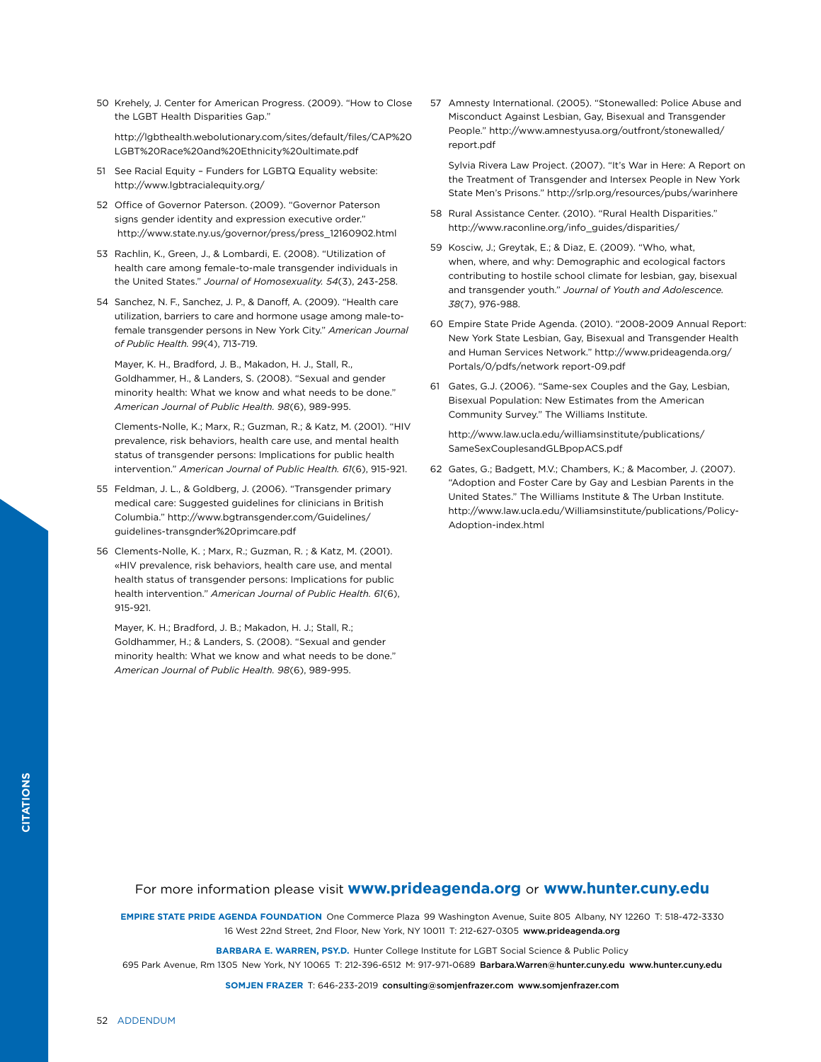50 Krehely, J. Center for American Progress. (2009). "How to Close the LGBT Health Disparities Gap."

http://lgbthealth.webolutionary.com/sites/default/files/CAP%20LGBT%20Race%20and%20Ethnicity%20ultimate.pdf

51 See Racial Equity – Funders for LGBTQ Equality website: http://www.lgbtracialequity.org/

52 Office of Governor Paterson. (2009). "Governor Paterson signs gender identity and expression executive order." http://www.state.ny.us/governor/press/press_12160902.html

53 Rachlin, K., Green, J., & Lombardi, E. (2008). "Utilization of health care among female-to-male transgender individuals in the United States." *Journal of Homosexuality. 54*(3), 243-258.

54 Sanchez, N. F., Sanchez, J. P., & Danoff, A. (2009). "Health care utilization, barriers to care and hormone usage among male-to-female transgender persons in New York City." *American Journal of Public Health. 99*(4), 713-719.

Mayer, K. H., Bradford, J. B., Makadon, H. J., Stall, R., Goldhammer, H., & Landers, S. (2008). "Sexual and gender minority health: What we know and what needs to be done." *American Journal of Public Health. 98*(6), 989-995.

Clements-Nolle, K.; Marx, R.; Guzman, R.; & Katz, M. (2001). "HIV prevalence, risk behaviors, health care use, and mental health status of transgender persons: Implications for public health intervention." *American Journal of Public Health. 61*(6), 915-921.

55 Feldman, J. L., & Goldberg, J. (2006). "Transgender primary medical care: Suggested guidelines for clinicians in British Columbia." http://www.bgtransgender.com/Guidelines/guidelines-transgnder%20primcare.pdf

56 Clements-Nolle, K. ; Marx, R.; Guzman, R. ; & Katz, M. (2001). «HIV prevalence, risk behaviors, health care use, and mental health status of transgender persons: Implications for public health intervention." *American Journal of Public Health. 61*(6), 915-921.

Mayer, K. H.; Bradford, J. B.; Makadon, H. J.; Stall, R.; Goldhammer, H.; & Landers, S. (2008). "Sexual and gender minority health: What we know and what needs to be done." *American Journal of Public Health. 98*(6), 989-995.

57 Amnesty International. (2005). "Stonewalled: Police Abuse and Misconduct Against Lesbian, Gay, Bisexual and Transgender People." http://www.amnestyusa.org/outfront/stonewalled/report.pdf

Sylvia Rivera Law Project. (2007). "It's War in Here: A Report on the Treatment of Transgender and Intersex People in New York State Men's Prisons." http://srlp.org/resources/pubs/warinhere

58 Rural Assistance Center. (2010). "Rural Health Disparities." http://www.raconline.org/info_guides/disparities/

59 Kosciw, J.; Greytak, E.; & Diaz, E. (2009). "Who, what, when, where, and why: Demographic and ecological factors contributing to hostile school climate for lesbian, gay, bisexual and transgender youth." *Journal of Youth and Adolescence. 38*(7), 976-988.

60 Empire State Pride Agenda. (2010). "2008-2009 Annual Report: New York State Lesbian, Gay, Bisexual and Transgender Health and Human Services Network." http://www.prideagenda.org/Portals/0/pdfs/network report-09.pdf

61 Gates, G.J. (2006). "Same-sex Couples and the Gay, Lesbian, Bisexual Population: New Estimates from the American Community Survey." The Williams Institute.

http://www.law.ucla.edu/williamsinstitute/publications/SameSexCouplesandGLBpopACS.pdf

62 Gates, G.; Badgett, M.V.; Chambers, K.; & Macomber, J. (2007). "Adoption and Foster Care by Gay and Lesbian Parents in the United States." The Williams Institute & The Urban Institute. http://www.law.ucla.edu/Williamsinstitute/publications/Policy-Adoption-index.html

For more information please visit **www.prideagenda.org** or **www.hunter.cuny.edu**

**EMPIRE STATE PRIDE AGENDA FOUNDATION** One Commerce Plaza 99 Washington Avenue, Suite 805 Albany, NY 12260 T: 518-472-3330 16 West 22nd Street, 2nd Floor, New York, NY 10011 T: 212-627-0305 **www.prideagenda.org**

**BARBARA E. WARREN, PSY.D.** Hunter College Institute for LGBT Social Science & Public Policy 695 Park Avenue, Rm 1305 New York, NY 10065 T: 212-396-6512 M: 917-971-0689 **Barbara.Warren@hunter.cuny.edu www.hunter.cuny.edu**

**SOMJEN FRAZER** T: 646-233-2019 **consulting@somjenfrazer.com www.somjenfrazer.com**